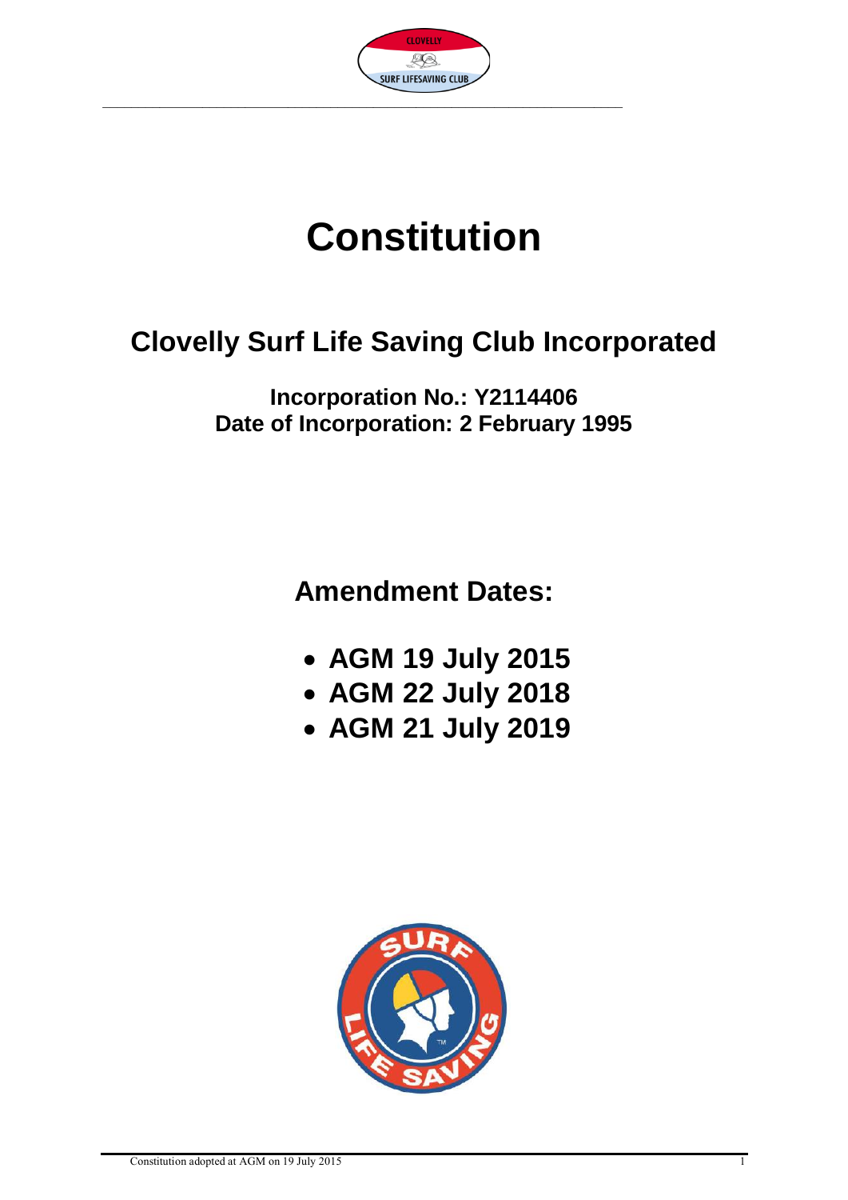# Constitution

## Clovelly Surf Life Saving Club Incorporated

**Incorporation No.: Y2114406**
**Date of Incorporation: 2 February 1995**

## Amendment Dates:

- **AGM 19 July 2015**
- **AGM 22 July 2018**
- **AGM 21 July 2019**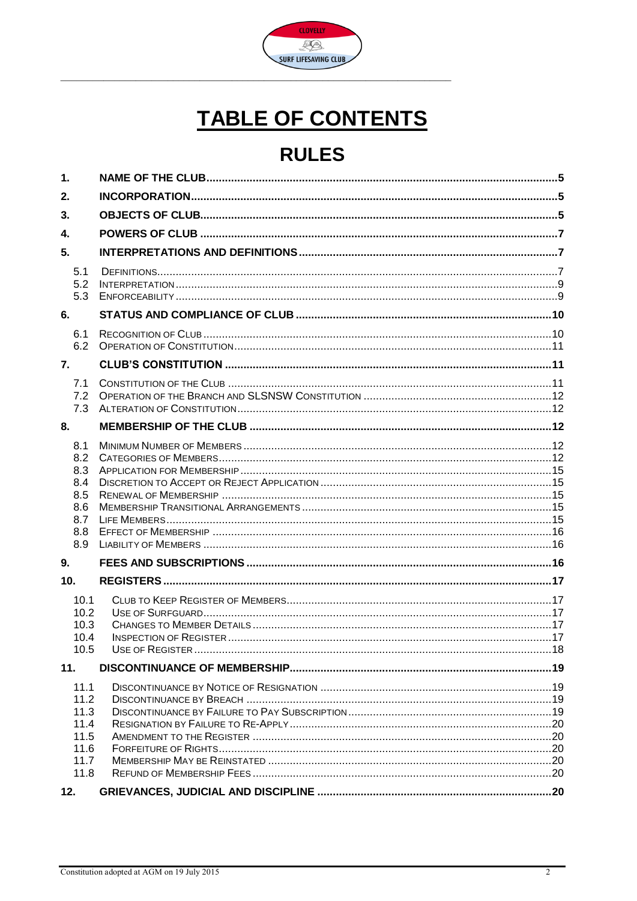# TABLE OF CONTENTS

## RULES

| | | |
|---|---|---|
| **1.** | **NAME OF THE CLUB** | **5** |
| **2.** | **INCORPORATION** | **5** |
| **3.** | **OBJECTS OF CLUB** | **5** |
| **4.** | **POWERS OF CLUB** | **7** |
| **5.** | **INTERPRETATIONS AND DEFINITIONS** | **7** |
| 5.1 | DEFINITIONS | 7 |
| 5.2 | INTERPRETATION | 9 |
| 5.3 | ENFORCEABILITY | 9 |
| **6.** | **STATUS AND COMPLIANCE OF CLUB** | **10** |
| 6.1 | RECOGNITION OF CLUB | 10 |
| 6.2 | OPERATION OF CONSTITUTION | 11 |
| **7.** | **CLUB'S CONSTITUTION** | **11** |
| 7.1 | CONSTITUTION OF THE CLUB | 11 |
| 7.2 | OPERATION OF THE BRANCH AND SLSNSW CONSTITUTION | 12 |
| 7.3 | ALTERATION OF CONSTITUTION | 12 |
| **8.** | **MEMBERSHIP OF THE CLUB** | **12** |
| 8.1 | MINIMUM NUMBER OF MEMBERS | 12 |
| 8.2 | CATEGORIES OF MEMBERS | 12 |
| 8.3 | APPLICATION FOR MEMBERSHIP | 15 |
| 8.4 | DISCRETION TO ACCEPT OR REJECT APPLICATION | 15 |
| 8.5 | RENEWAL OF MEMBERSHIP | 15 |
| 8.6 | MEMBERSHIP TRANSITIONAL ARRANGEMENTS | 15 |
| 8.7 | LIFE MEMBERS | 15 |
| 8.8 | EFFECT OF MEMBERSHIP | 16 |
| 8.9 | LIABILITY OF MEMBERS | 16 |
| **9.** | **FEES AND SUBSCRIPTIONS** | **16** |
| **10.** | **REGISTERS** | **17** |
| 10.1 | CLUB TO KEEP REGISTER OF MEMBERS | 17 |
| 10.2 | USE OF SURFGUARD | 17 |
| 10.3 | CHANGES TO MEMBER DETAILS | 17 |
| 10.4 | INSPECTION OF REGISTER | 17 |
| 10.5 | USE OF REGISTER | 18 |
| **11.** | **DISCONTINUANCE OF MEMBERSHIP** | **19** |
| 11.1 | DISCONTINUANCE BY NOTICE OF RESIGNATION | 19 |
| 11.2 | DISCONTINUANCE BY BREACH | 19 |
| 11.3 | DISCONTINUANCE BY FAILURE TO PAY SUBSCRIPTION | 19 |
| 11.4 | RESIGNATION BY FAILURE TO RE-APPLY | 20 |
| 11.5 | AMENDMENT TO THE REGISTER | 20 |
| 11.6 | FORFEITURE OF RIGHTS | 20 |
| 11.7 | MEMBERSHIP MAY BE REINSTATED | 20 |
| 11.8 | REFUND OF MEMBERSHIP FEES | 20 |
| **12.** | **GRIEVANCES, JUDICIAL AND DISCIPLINE** | **20** |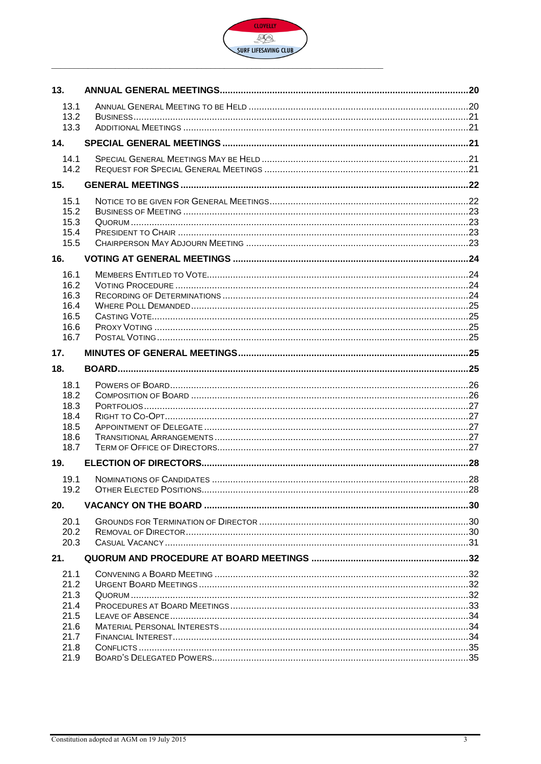| | | |
|---|---|---|
| **13.** | **ANNUAL GENERAL MEETINGS** | **20** |
| 13.1 | ANNUAL GENERAL MEETING TO BE HELD | 20 |
| 13.2 | BUSINESS | 21 |
| 13.3 | ADDITIONAL MEETINGS | 21 |
| **14.** | **SPECIAL GENERAL MEETINGS** | **21** |
| 14.1 | SPECIAL GENERAL MEETINGS MAY BE HELD | 21 |
| 14.2 | REQUEST FOR SPECIAL GENERAL MEETINGS | 21 |
| **15.** | **GENERAL MEETINGS** | **22** |
| 15.1 | NOTICE TO BE GIVEN FOR GENERAL MEETINGS | 22 |
| 15.2 | BUSINESS OF MEETING | 23 |
| 15.3 | QUORUM | 23 |
| 15.4 | PRESIDENT TO CHAIR | 23 |
| 15.5 | CHAIRPERSON MAY ADJOURN MEETING | 23 |
| **16.** | **VOTING AT GENERAL MEETINGS** | **24** |
| 16.1 | MEMBERS ENTITLED TO VOTE | 24 |
| 16.2 | VOTING PROCEDURE | 24 |
| 16.3 | RECORDING OF DETERMINATIONS | 24 |
| 16.4 | WHERE POLL DEMANDED | 25 |
| 16.5 | CASTING VOTE | 25 |
| 16.6 | PROXY VOTING | 25 |
| 16.7 | POSTAL VOTING | 25 |
| **17.** | **MINUTES OF GENERAL MEETINGS** | **25** |
| **18.** | **BOARD** | **25** |
| 18.1 | POWERS OF BOARD | 26 |
| 18.2 | COMPOSITION OF BOARD | 26 |
| 18.3 | PORTFOLIOS | 27 |
| 18.4 | RIGHT TO CO-OPT | 27 |
| 18.5 | APPOINTMENT OF DELEGATE | 27 |
| 18.6 | TRANSITIONAL ARRANGEMENTS | 27 |
| 18.7 | TERM OF OFFICE OF DIRECTORS | 27 |
| **19.** | **ELECTION OF DIRECTORS** | **28** |
| 19.1 | NOMINATIONS OF CANDIDATES | 28 |
| 19.2 | OTHER ELECTED POSITIONS | 28 |
| **20.** | **VACANCY ON THE BOARD** | **30** |
| 20.1 | GROUNDS FOR TERMINATION OF DIRECTOR | 30 |
| 20.2 | REMOVAL OF DIRECTOR | 30 |
| 20.3 | CASUAL VACANCY | 31 |
| **21.** | **QUORUM AND PROCEDURE AT BOARD MEETINGS** | **32** |
| 21.1 | CONVENING A BOARD MEETING | 32 |
| 21.2 | URGENT BOARD MEETINGS | 32 |
| 21.3 | QUORUM | 32 |
| 21.4 | PROCEDURES AT BOARD MEETINGS | 33 |
| 21.5 | LEAVE OF ABSENCE | 34 |
| 21.6 | MATERIAL PERSONAL INTERESTS | 34 |
| 21.7 | FINANCIAL INTEREST | 34 |
| 21.8 | CONFLICTS | 35 |
| 21.9 | BOARD'S DELEGATED POWERS | 35 |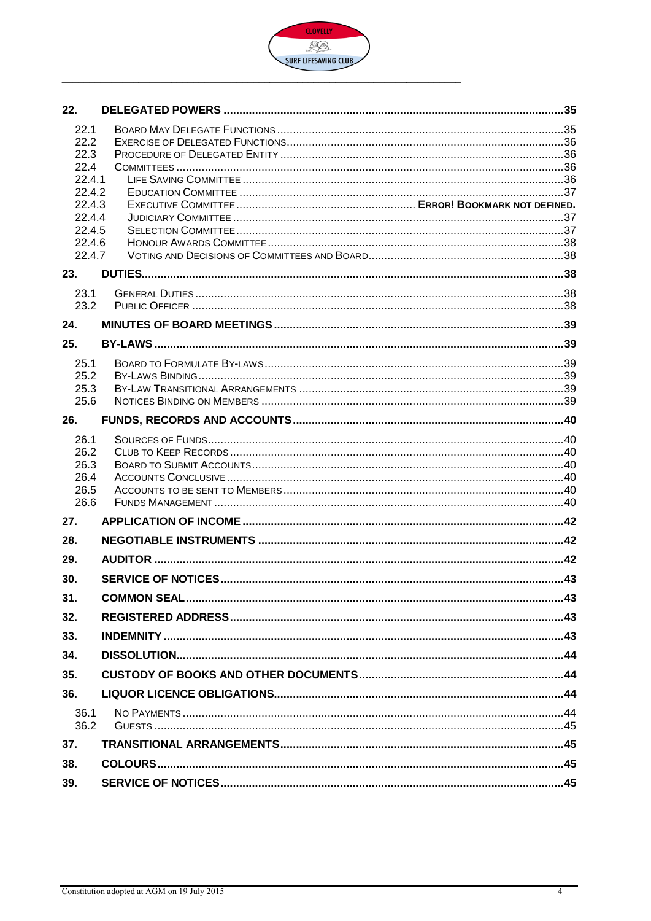**22. DELEGATED POWERS** ..... 35

- 22.1 Board May Delegate Functions ..... 35
- 22.2 Exercise of Delegated Functions ..... 36
- 22.3 Procedure of Delegated Entity ..... 36
- 22.4 Committees ..... 36
- 22.4.1 Life Saving Committee ..... 36
- 22.4.2 Education Committee ..... 37
- 22.4.3 Executive Committee ..... **Error! Bookmark not defined.**
- 22.4.4 Judiciary Committee ..... 37
- 22.4.5 Selection Committee ..... 37
- 22.4.6 Honour Awards Committee ..... 38
- 22.4.7 Voting and Decisions of Committees and Board ..... 38

**23. DUTIES** ..... 38

- 23.1 General Duties ..... 38
- 23.2 Public Officer ..... 38

**24. MINUTES OF BOARD MEETINGS** ..... 39

**25. BY-LAWS** ..... 39

- 25.1 Board to Formulate By-laws ..... 39
- 25.2 By-Laws Binding ..... 39
- 25.3 By-Law Transitional Arrangements ..... 39
- 25.6 Notices Binding on Members ..... 39

**26. FUNDS, RECORDS AND ACCOUNTS** ..... 40

- 26.1 Sources of Funds ..... 40
- 26.2 Club to Keep Records ..... 40
- 26.3 Board to Submit Accounts ..... 40
- 26.4 Accounts Conclusive ..... 40
- 26.5 Accounts to be Sent to Members ..... 40
- 26.6 Funds Management ..... 40

**27. APPLICATION OF INCOME** ..... 42

**28. NEGOTIABLE INSTRUMENTS** ..... 42

**29. AUDITOR** ..... 42

**30. SERVICE OF NOTICES** ..... 43

**31. COMMON SEAL** ..... 43

**32. REGISTERED ADDRESS** ..... 43

**33. INDEMNITY** ..... 43

**34. DISSOLUTION** ..... 44

**35. CUSTODY OF BOOKS AND OTHER DOCUMENTS** ..... 44

**36. LIQUOR LICENCE OBLIGATIONS** ..... 44

- 36.1 No Payments ..... 44
- 36.2 Guests ..... 45

**37. TRANSITIONAL ARRANGEMENTS** ..... 45

**38. COLOURS** ..... 45

**39. SERVICE OF NOTICES** ..... 45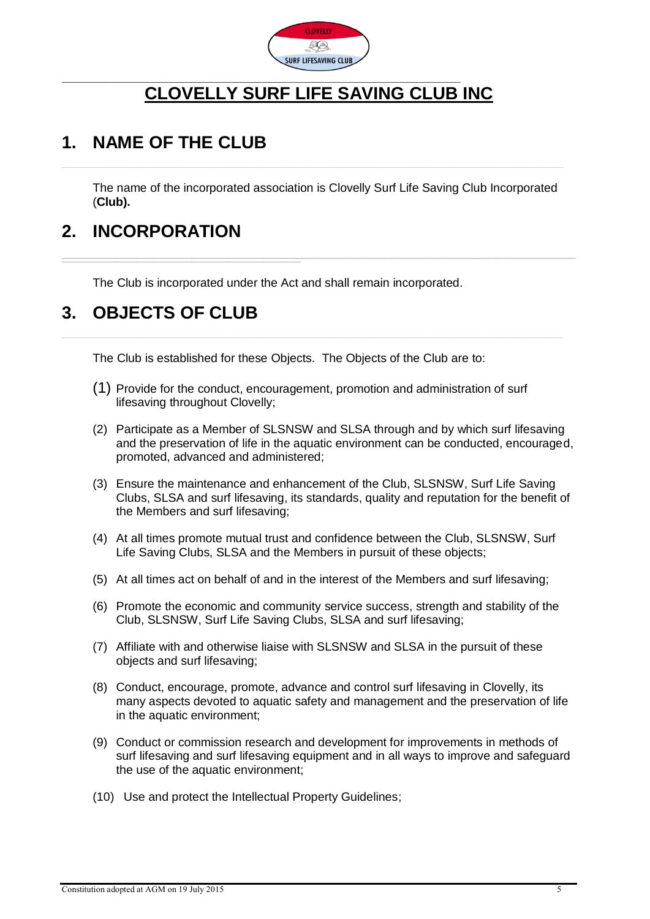# CLOVELLY SURF LIFE SAVING CLUB INC

## 1. NAME OF THE CLUB

The name of the incorporated association is Clovelly Surf Life Saving Club Incorporated (**Club).**

## 2. INCORPORATION

The Club is incorporated under the Act and shall remain incorporated.

## 3. OBJECTS OF CLUB

The Club is established for these Objects. The Objects of the Club are to:

(1) Provide for the conduct, encouragement, promotion and administration of surf lifesaving throughout Clovelly;

(2) Participate as a Member of SLSNSW and SLSA through and by which surf lifesaving and the preservation of life in the aquatic environment can be conducted, encouraged, promoted, advanced and administered;

(3) Ensure the maintenance and enhancement of the Club, SLSNSW, Surf Life Saving Clubs, SLSA and surf lifesaving, its standards, quality and reputation for the benefit of the Members and surf lifesaving;

(4) At all times promote mutual trust and confidence between the Club, SLSNSW, Surf Life Saving Clubs, SLSA and the Members in pursuit of these objects;

(5) At all times act on behalf of and in the interest of the Members and surf lifesaving;

(6) Promote the economic and community service success, strength and stability of the Club, SLSNSW, Surf Life Saving Clubs, SLSA and surf lifesaving;

(7) Affiliate with and otherwise liaise with SLSNSW and SLSA in the pursuit of these objects and surf lifesaving;

(8) Conduct, encourage, promote, advance and control surf lifesaving in Clovelly, its many aspects devoted to aquatic safety and management and the preservation of life in the aquatic environment;

(9) Conduct or commission research and development for improvements in methods of surf lifesaving and surf lifesaving equipment and in all ways to improve and safeguard the use of the aquatic environment;

(10) Use and protect the Intellectual Property Guidelines;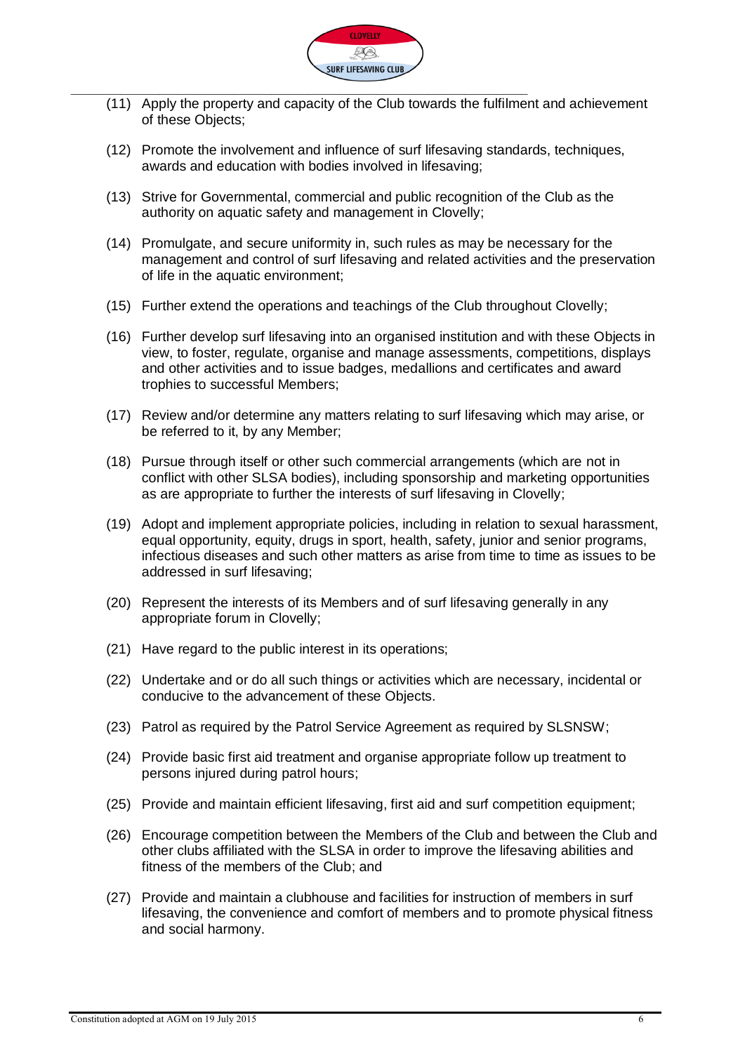(11) Apply the property and capacity of the Club towards the fulfilment and achievement of these Objects;

(12) Promote the involvement and influence of surf lifesaving standards, techniques, awards and education with bodies involved in lifesaving;

(13) Strive for Governmental, commercial and public recognition of the Club as the authority on aquatic safety and management in Clovelly;

(14) Promulgate, and secure uniformity in, such rules as may be necessary for the management and control of surf lifesaving and related activities and the preservation of life in the aquatic environment;

(15) Further extend the operations and teachings of the Club throughout Clovelly;

(16) Further develop surf lifesaving into an organised institution and with these Objects in view, to foster, regulate, organise and manage assessments, competitions, displays and other activities and to issue badges, medallions and certificates and award trophies to successful Members;

(17) Review and/or determine any matters relating to surf lifesaving which may arise, or be referred to it, by any Member;

(18) Pursue through itself or other such commercial arrangements (which are not in conflict with other SLSA bodies), including sponsorship and marketing opportunities as are appropriate to further the interests of surf lifesaving in Clovelly;

(19) Adopt and implement appropriate policies, including in relation to sexual harassment, equal opportunity, equity, drugs in sport, health, safety, junior and senior programs, infectious diseases and such other matters as arise from time to time as issues to be addressed in surf lifesaving;

(20) Represent the interests of its Members and of surf lifesaving generally in any appropriate forum in Clovelly;

(21) Have regard to the public interest in its operations;

(22) Undertake and or do all such things or activities which are necessary, incidental or conducive to the advancement of these Objects.

(23) Patrol as required by the Patrol Service Agreement as required by SLSNSW;

(24) Provide basic first aid treatment and organise appropriate follow up treatment to persons injured during patrol hours;

(25) Provide and maintain efficient lifesaving, first aid and surf competition equipment;

(26) Encourage competition between the Members of the Club and between the Club and other clubs affiliated with the SLSA in order to improve the lifesaving abilities and fitness of the members of the Club; and

(27) Provide and maintain a clubhouse and facilities for instruction of members in surf lifesaving, the convenience and comfort of members and to promote physical fitness and social harmony.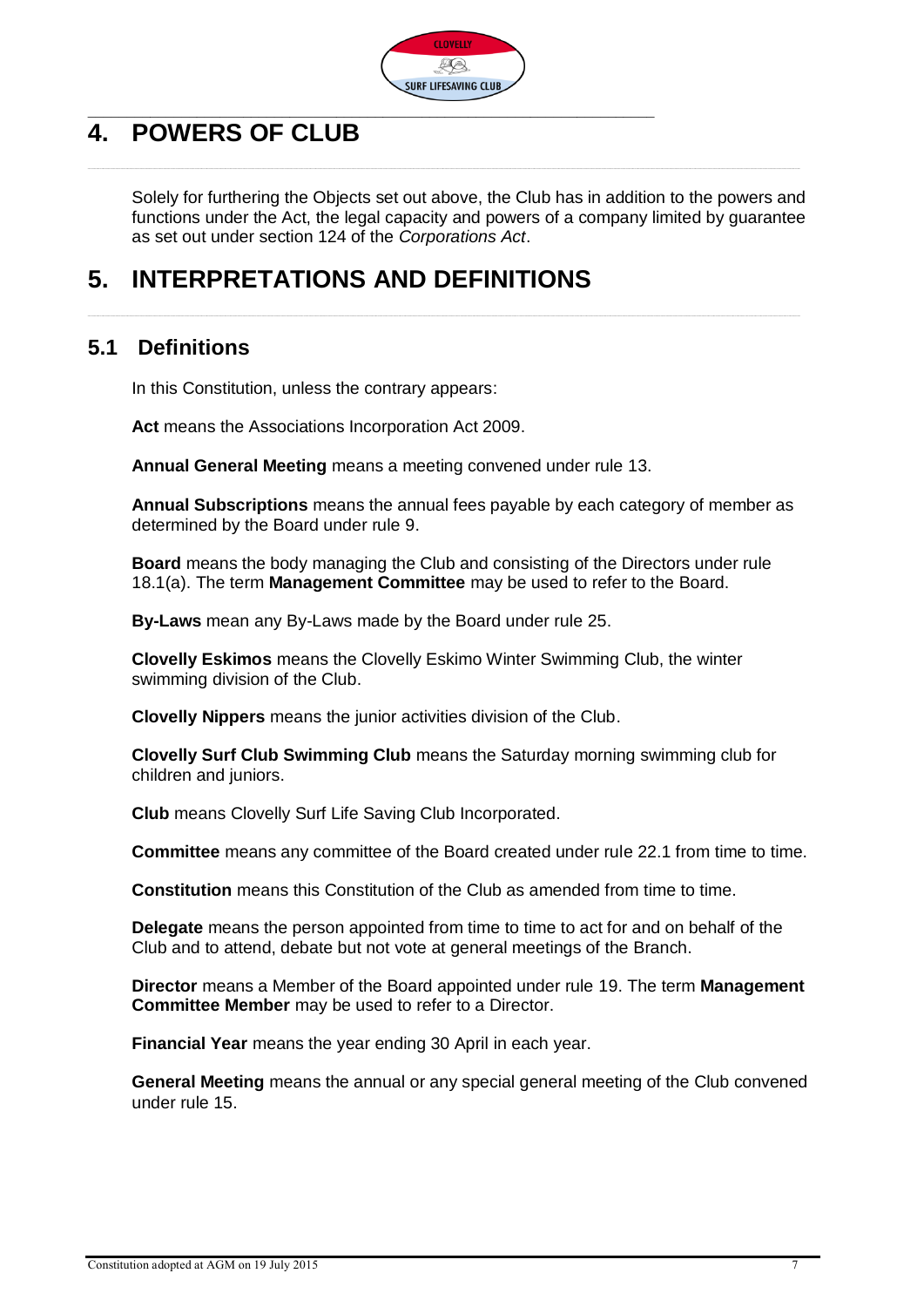# 4. POWERS OF CLUB

Solely for furthering the Objects set out above, the Club has in addition to the powers and functions under the Act, the legal capacity and powers of a company limited by guarantee as set out under section 124 of the *Corporations Act*.

# 5. INTERPRETATIONS AND DEFINITIONS

## 5.1 Definitions

In this Constitution, unless the contrary appears:

**Act** means the Associations Incorporation Act 2009.

**Annual General Meeting** means a meeting convened under rule 13.

**Annual Subscriptions** means the annual fees payable by each category of member as determined by the Board under rule 9.

**Board** means the body managing the Club and consisting of the Directors under rule 18.1(a). The term **Management Committee** may be used to refer to the Board.

**By-Laws** mean any By-Laws made by the Board under rule 25.

**Clovelly Eskimos** means the Clovelly Eskimo Winter Swimming Club, the winter swimming division of the Club.

**Clovelly Nippers** means the junior activities division of the Club.

**Clovelly Surf Club Swimming Club** means the Saturday morning swimming club for children and juniors.

**Club** means Clovelly Surf Life Saving Club Incorporated.

**Committee** means any committee of the Board created under rule 22.1 from time to time.

**Constitution** means this Constitution of the Club as amended from time to time.

**Delegate** means the person appointed from time to time to act for and on behalf of the Club and to attend, debate but not vote at general meetings of the Branch.

**Director** means a Member of the Board appointed under rule 19. The term **Management Committee Member** may be used to refer to a Director.

**Financial Year** means the year ending 30 April in each year.

**General Meeting** means the annual or any special general meeting of the Club convened under rule 15.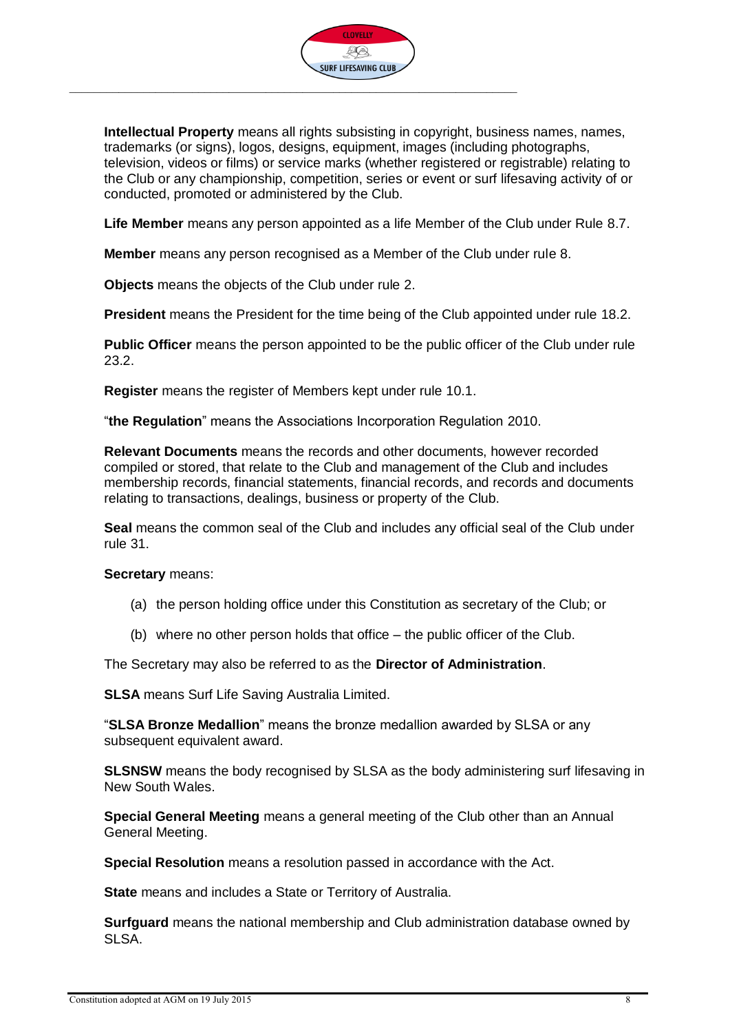**Intellectual Property** means all rights subsisting in copyright, business names, names, trademarks (or signs), logos, designs, equipment, images (including photographs, television, videos or films) or service marks (whether registered or registrable) relating to the Club or any championship, competition, series or event or surf lifesaving activity of or conducted, promoted or administered by the Club.

**Life Member** means any person appointed as a life Member of the Club under Rule 8.7.

**Member** means any person recognised as a Member of the Club under rule 8.

**Objects** means the objects of the Club under rule 2.

**President** means the President for the time being of the Club appointed under rule 18.2.

**Public Officer** means the person appointed to be the public officer of the Club under rule 23.2.

**Register** means the register of Members kept under rule 10.1.

"**the Regulation**" means the Associations Incorporation Regulation 2010.

**Relevant Documents** means the records and other documents, however recorded compiled or stored, that relate to the Club and management of the Club and includes membership records, financial statements, financial records, and records and documents relating to transactions, dealings, business or property of the Club.

**Seal** means the common seal of the Club and includes any official seal of the Club under rule 31.

**Secretary** means:

(a) the person holding office under this Constitution as secretary of the Club; or

(b) where no other person holds that office – the public officer of the Club.

The Secretary may also be referred to as the **Director of Administration**.

**SLSA** means Surf Life Saving Australia Limited.

"**SLSA Bronze Medallion**" means the bronze medallion awarded by SLSA or any subsequent equivalent award.

**SLSNSW** means the body recognised by SLSA as the body administering surf lifesaving in New South Wales.

**Special General Meeting** means a general meeting of the Club other than an Annual General Meeting.

**Special Resolution** means a resolution passed in accordance with the Act.

**State** means and includes a State or Territory of Australia.

**Surfguard** means the national membership and Club administration database owned by SLSA.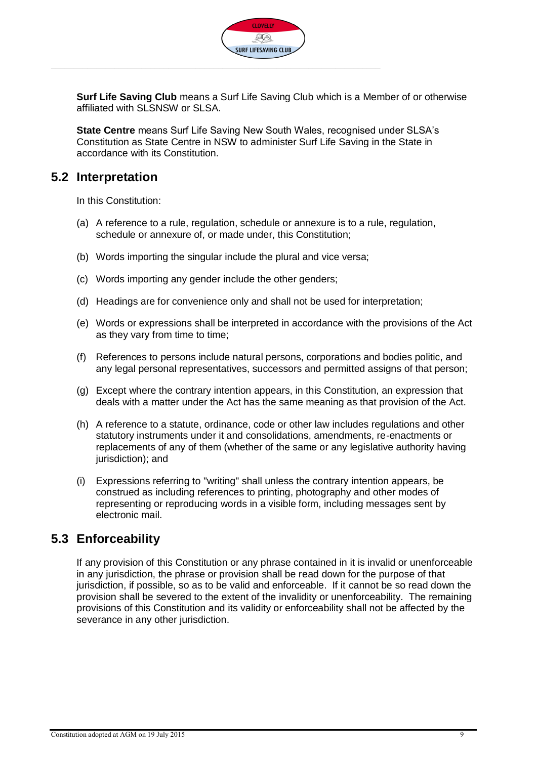**Surf Life Saving Club** means a Surf Life Saving Club which is a Member of or otherwise affiliated with SLSNSW or SLSA.

**State Centre** means Surf Life Saving New South Wales, recognised under SLSA's Constitution as State Centre in NSW to administer Surf Life Saving in the State in accordance with its Constitution.

## 5.2 Interpretation

In this Constitution:

(a) A reference to a rule, regulation, schedule or annexure is to a rule, regulation, schedule or annexure of, or made under, this Constitution;

(b) Words importing the singular include the plural and vice versa;

(c) Words importing any gender include the other genders;

(d) Headings are for convenience only and shall not be used for interpretation;

(e) Words or expressions shall be interpreted in accordance with the provisions of the Act as they vary from time to time;

(f) References to persons include natural persons, corporations and bodies politic, and any legal personal representatives, successors and permitted assigns of that person;

(g) Except where the contrary intention appears, in this Constitution, an expression that deals with a matter under the Act has the same meaning as that provision of the Act.

(h) A reference to a statute, ordinance, code or other law includes regulations and other statutory instruments under it and consolidations, amendments, re-enactments or replacements of any of them (whether of the same or any legislative authority having jurisdiction); and

(i) Expressions referring to "writing" shall unless the contrary intention appears, be construed as including references to printing, photography and other modes of representing or reproducing words in a visible form, including messages sent by electronic mail.

## 5.3 Enforceability

If any provision of this Constitution or any phrase contained in it is invalid or unenforceable in any jurisdiction, the phrase or provision shall be read down for the purpose of that jurisdiction, if possible, so as to be valid and enforceable. If it cannot be so read down the provision shall be severed to the extent of the invalidity or unenforceability. The remaining provisions of this Constitution and its validity or enforceability shall not be affected by the severance in any other jurisdiction.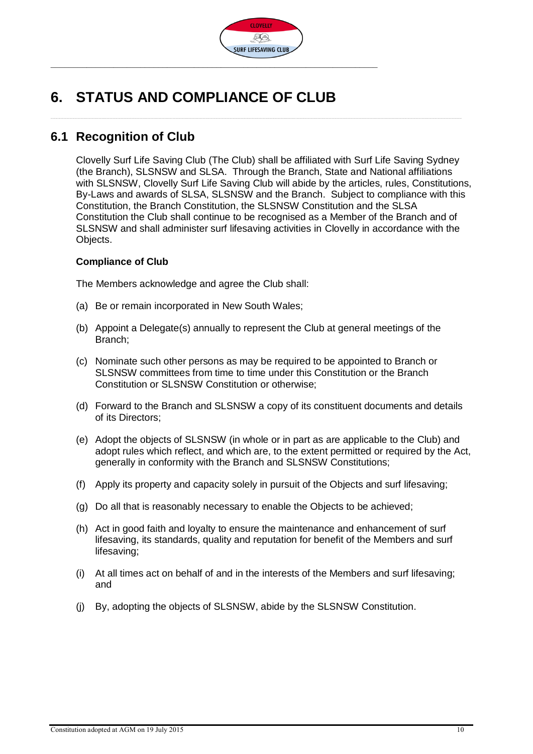# 6. STATUS AND COMPLIANCE OF CLUB

## 6.1 Recognition of Club

Clovelly Surf Life Saving Club (The Club) shall be affiliated with Surf Life Saving Sydney (the Branch), SLSNSW and SLSA. Through the Branch, State and National affiliations with SLSNSW, Clovelly Surf Life Saving Club will abide by the articles, rules, Constitutions, By-Laws and awards of SLSA, SLSNSW and the Branch. Subject to compliance with this Constitution, the Branch Constitution, the SLSNSW Constitution and the SLSA Constitution the Club shall continue to be recognised as a Member of the Branch and of SLSNSW and shall administer surf lifesaving activities in Clovelly in accordance with the Objects.

**Compliance of Club**

The Members acknowledge and agree the Club shall:

(a) Be or remain incorporated in New South Wales;

(b) Appoint a Delegate(s) annually to represent the Club at general meetings of the Branch;

(c) Nominate such other persons as may be required to be appointed to Branch or SLSNSW committees from time to time under this Constitution or the Branch Constitution or SLSNSW Constitution or otherwise;

(d) Forward to the Branch and SLSNSW a copy of its constituent documents and details of its Directors;

(e) Adopt the objects of SLSNSW (in whole or in part as are applicable to the Club) and adopt rules which reflect, and which are, to the extent permitted or required by the Act, generally in conformity with the Branch and SLSNSW Constitutions;

(f) Apply its property and capacity solely in pursuit of the Objects and surf lifesaving;

(g) Do all that is reasonably necessary to enable the Objects to be achieved;

(h) Act in good faith and loyalty to ensure the maintenance and enhancement of surf lifesaving, its standards, quality and reputation for benefit of the Members and surf lifesaving;

(i) At all times act on behalf of and in the interests of the Members and surf lifesaving; and

(j) By, adopting the objects of SLSNSW, abide by the SLSNSW Constitution.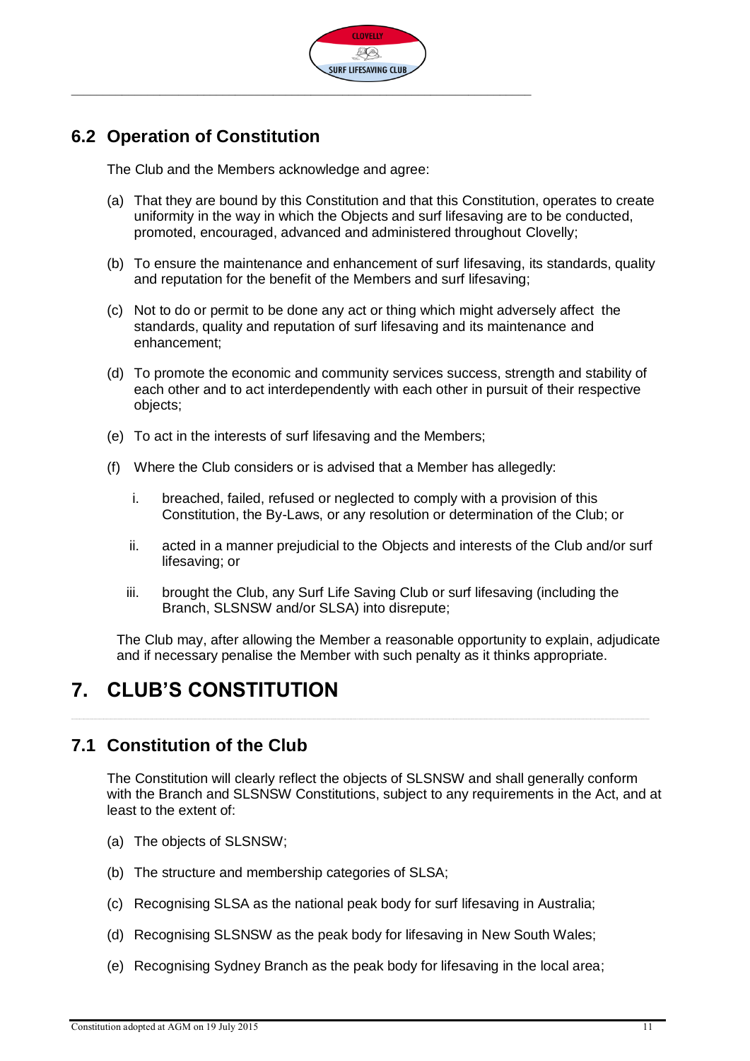## 6.2 Operation of Constitution

The Club and the Members acknowledge and agree:

(a) That they are bound by this Constitution and that this Constitution, operates to create uniformity in the way in which the Objects and surf lifesaving are to be conducted, promoted, encouraged, advanced and administered throughout Clovelly;

(b) To ensure the maintenance and enhancement of surf lifesaving, its standards, quality and reputation for the benefit of the Members and surf lifesaving;

(c) Not to do or permit to be done any act or thing which might adversely affect the standards, quality and reputation of surf lifesaving and its maintenance and enhancement;

(d) To promote the economic and community services success, strength and stability of each other and to act interdependently with each other in pursuit of their respective objects;

(e) To act in the interests of surf lifesaving and the Members;

(f) Where the Club considers or is advised that a Member has allegedly:

   i. breached, failed, refused or neglected to comply with a provision of this Constitution, the By-Laws, or any resolution or determination of the Club; or

   ii. acted in a manner prejudicial to the Objects and interests of the Club and/or surf lifesaving; or

   iii. brought the Club, any Surf Life Saving Club or surf lifesaving (including the Branch, SLSNSW and/or SLSA) into disrepute;

The Club may, after allowing the Member a reasonable opportunity to explain, adjudicate and if necessary penalise the Member with such penalty as it thinks appropriate.

# 7. CLUB'S CONSTITUTION

## 7.1 Constitution of the Club

The Constitution will clearly reflect the objects of SLSNSW and shall generally conform with the Branch and SLSNSW Constitutions, subject to any requirements in the Act, and at least to the extent of:

(a) The objects of SLSNSW;

(b) The structure and membership categories of SLSA;

(c) Recognising SLSA as the national peak body for surf lifesaving in Australia;

(d) Recognising SLSNSW as the peak body for lifesaving in New South Wales;

(e) Recognising Sydney Branch as the peak body for lifesaving in the local area;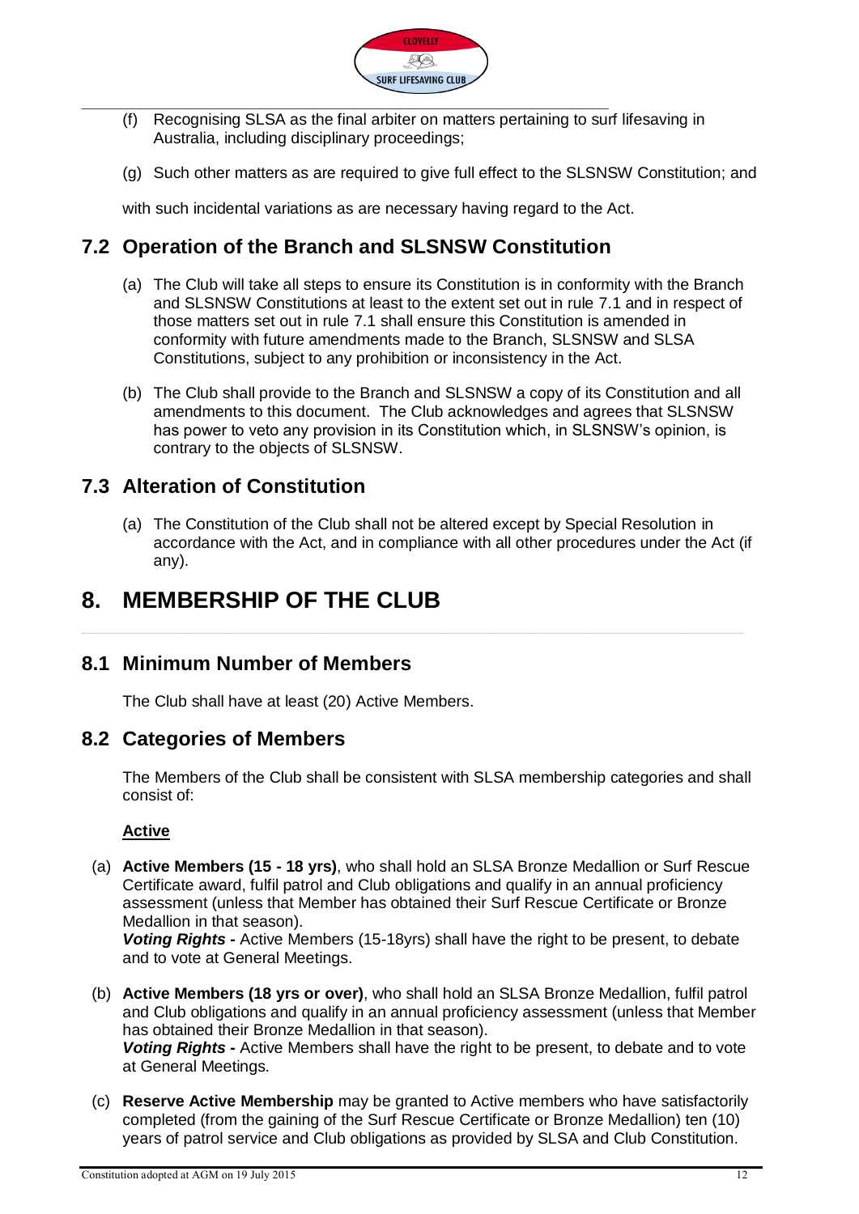(f) Recognising SLSA as the final arbiter on matters pertaining to surf lifesaving in Australia, including disciplinary proceedings;

(g) Such other matters as are required to give full effect to the SLSNSW Constitution; and

with such incidental variations as are necessary having regard to the Act.

## 7.2 Operation of the Branch and SLSNSW Constitution

(a) The Club will take all steps to ensure its Constitution is in conformity with the Branch and SLSNSW Constitutions at least to the extent set out in rule 7.1 and in respect of those matters set out in rule 7.1 shall ensure this Constitution is amended in conformity with future amendments made to the Branch, SLSNSW and SLSA Constitutions, subject to any prohibition or inconsistency in the Act.

(b) The Club shall provide to the Branch and SLSNSW a copy of its Constitution and all amendments to this document. The Club acknowledges and agrees that SLSNSW has power to veto any provision in its Constitution which, in SLSNSW's opinion, is contrary to the objects of SLSNSW.

## 7.3 Alteration of Constitution

(a) The Constitution of the Club shall not be altered except by Special Resolution in accordance with the Act, and in compliance with all other procedures under the Act (if any).

# 8. MEMBERSHIP OF THE CLUB

## 8.1 Minimum Number of Members

The Club shall have at least (20) Active Members.

## 8.2 Categories of Members

The Members of the Club shall be consistent with SLSA membership categories and shall consist of:

**Active**

(a) **Active Members (15 - 18 yrs)**, who shall hold an SLSA Bronze Medallion or Surf Rescue Certificate award, fulfil patrol and Club obligations and qualify in an annual proficiency assessment (unless that Member has obtained their Surf Rescue Certificate or Bronze Medallion in that season).
***Voting Rights -*** Active Members (15-18yrs) shall have the right to be present, to debate and to vote at General Meetings.

(b) **Active Members (18 yrs or over)**, who shall hold an SLSA Bronze Medallion, fulfil patrol and Club obligations and qualify in an annual proficiency assessment (unless that Member has obtained their Bronze Medallion in that season).
***Voting Rights -*** Active Members shall have the right to be present, to debate and to vote at General Meetings.

(c) **Reserve Active Membership** may be granted to Active members who have satisfactorily completed (from the gaining of the Surf Rescue Certificate or Bronze Medallion) ten (10) years of patrol service and Club obligations as provided by SLSA and Club Constitution.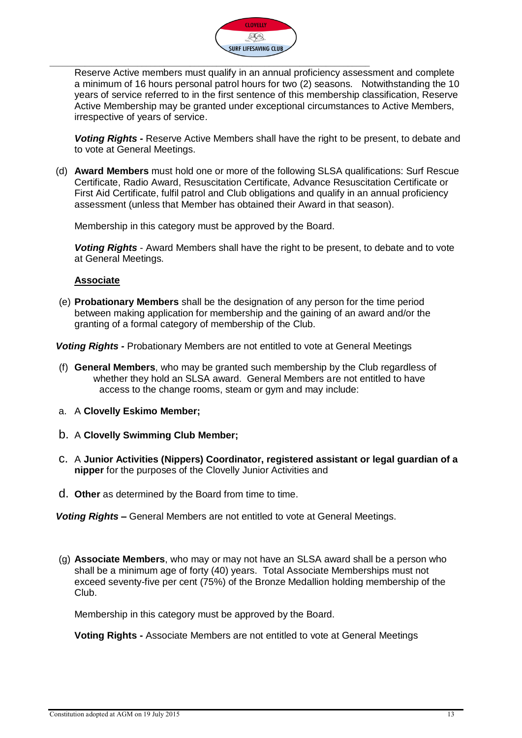Reserve Active members must qualify in an annual proficiency assessment and complete a minimum of 16 hours personal patrol hours for two (2) seasons. Notwithstanding the 10 years of service referred to in the first sentence of this membership classification, Reserve Active Membership may be granted under exceptional circumstances to Active Members, irrespective of years of service.

***Voting Rights -*** Reserve Active Members shall have the right to be present, to debate and to vote at General Meetings.

(d) **Award Members** must hold one or more of the following SLSA qualifications: Surf Rescue Certificate, Radio Award, Resuscitation Certificate, Advance Resuscitation Certificate or First Aid Certificate, fulfil patrol and Club obligations and qualify in an annual proficiency assessment (unless that Member has obtained their Award in that season).

Membership in this category must be approved by the Board.

***Voting Rights*** - Award Members shall have the right to be present, to debate and to vote at General Meetings.

**<u>Associate</u>**

(e) **Probationary Members** shall be the designation of any person for the time period between making application for membership and the gaining of an award and/or the granting of a formal category of membership of the Club.

***Voting Rights -*** Probationary Members are not entitled to vote at General Meetings

(f) **General Members**, who may be granted such membership by the Club regardless of whether they hold an SLSA award. General Members are not entitled to have access to the change rooms, steam or gym and may include:

a. A **Clovelly Eskimo Member;**

b. A **Clovelly Swimming Club Member;**

c. A **Junior Activities (Nippers) Coordinator, registered assistant or legal guardian of a nipper** for the purposes of the Clovelly Junior Activities and

d. **Other** as determined by the Board from time to time.

***Voting Rights –*** General Members are not entitled to vote at General Meetings.

(g) **Associate Members**, who may or may not have an SLSA award shall be a person who shall be a minimum age of forty (40) years. Total Associate Memberships must not exceed seventy-five per cent (75%) of the Bronze Medallion holding membership of the Club.

Membership in this category must be approved by the Board.

**Voting Rights -** Associate Members are not entitled to vote at General Meetings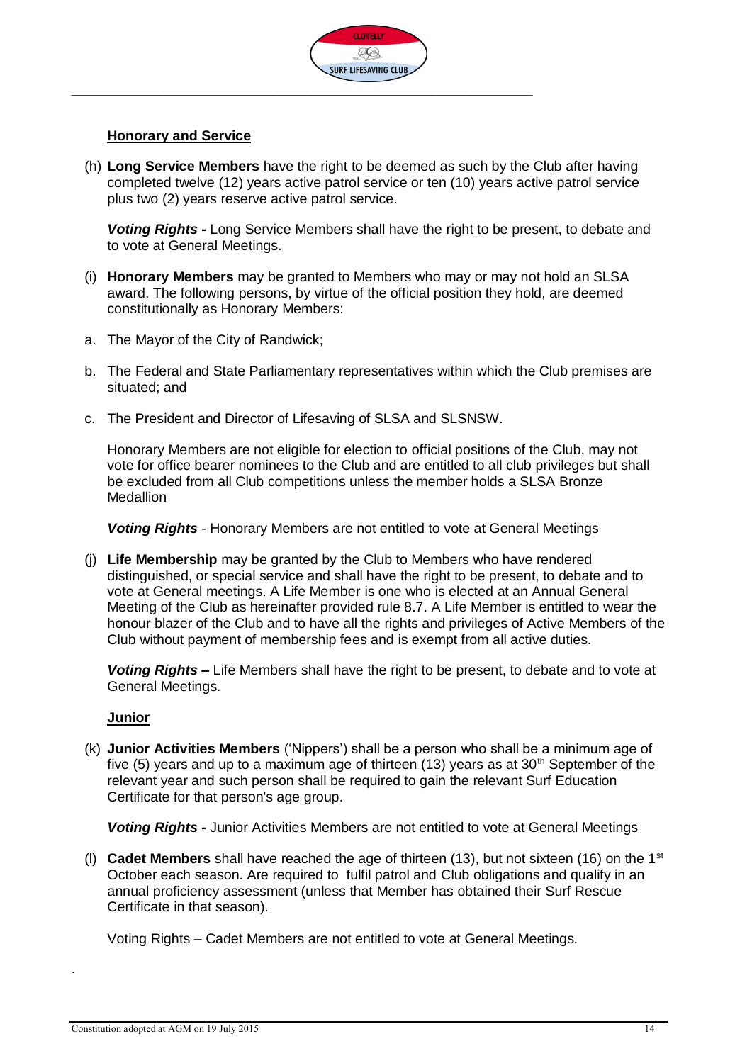**<u>Honorary and Service</u>**

(h) **Long Service Members** have the right to be deemed as such by the Club after having completed twelve (12) years active patrol service or ten (10) years active patrol service plus two (2) years reserve active patrol service.

***Voting Rights*** **-** Long Service Members shall have the right to be present, to debate and to vote at General Meetings.

(i) **Honorary Members** may be granted to Members who may or may not hold an SLSA award. The following persons, by virtue of the official position they hold, are deemed constitutionally as Honorary Members:

a. The Mayor of the City of Randwick;

b. The Federal and State Parliamentary representatives within which the Club premises are situated; and

c. The President and Director of Lifesaving of SLSA and SLSNSW.

Honorary Members are not eligible for election to official positions of the Club, may not vote for office bearer nominees to the Club and are entitled to all club privileges but shall be excluded from all Club competitions unless the member holds a SLSA Bronze Medallion

***Voting Rights*** - Honorary Members are not entitled to vote at General Meetings

(j) **Life Membership** may be granted by the Club to Members who have rendered distinguished, or special service and shall have the right to be present, to debate and to vote at General meetings. A Life Member is one who is elected at an Annual General Meeting of the Club as hereinafter provided rule 8.7. A Life Member is entitled to wear the honour blazer of the Club and to have all the rights and privileges of Active Members of the Club without payment of membership fees and is exempt from all active duties.

***Voting Rights*** **–** Life Members shall have the right to be present, to debate and to vote at General Meetings.

**<u>Junior</u>**

(k) **Junior Activities Members** ('Nippers') shall be a person who shall be a minimum age of five (5) years and up to a maximum age of thirteen (13) years as at 30th September of the relevant year and such person shall be required to gain the relevant Surf Education Certificate for that person's age group.

***Voting Rights*** **-** Junior Activities Members are not entitled to vote at General Meetings

(l) **Cadet Members** shall have reached the age of thirteen (13), but not sixteen (16) on the 1st October each season. Are required to fulfil patrol and Club obligations and qualify in an annual proficiency assessment (unless that Member has obtained their Surf Rescue Certificate in that season).

Voting Rights – Cadet Members are not entitled to vote at General Meetings.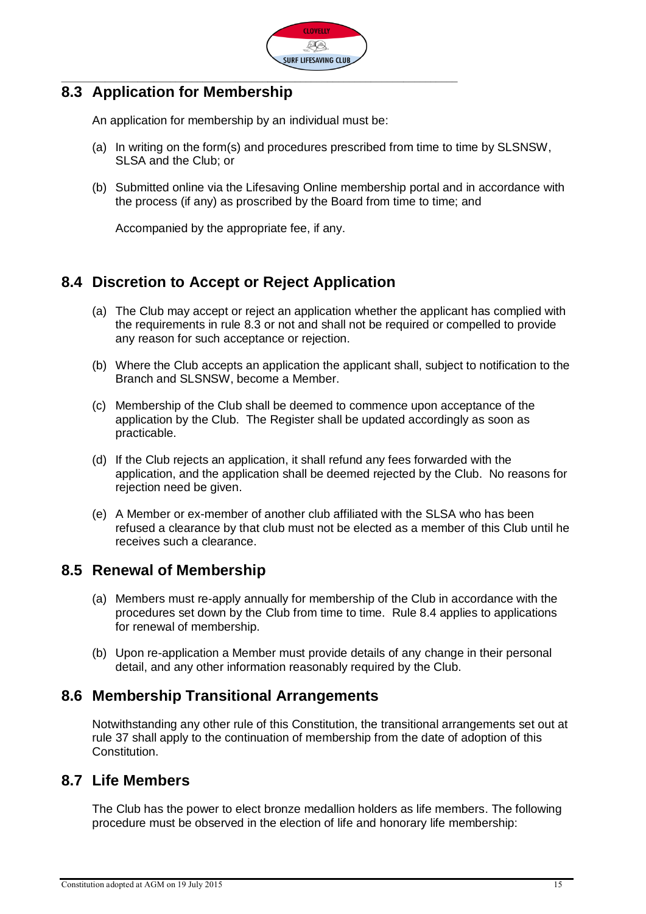## 8.3 Application for Membership

An application for membership by an individual must be:

(a) In writing on the form(s) and procedures prescribed from time to time by SLSNSW, SLSA and the Club; or

(b) Submitted online via the Lifesaving Online membership portal and in accordance with the process (if any) as proscribed by the Board from time to time; and

Accompanied by the appropriate fee, if any.

## 8.4 Discretion to Accept or Reject Application

(a) The Club may accept or reject an application whether the applicant has complied with the requirements in rule 8.3 or not and shall not be required or compelled to provide any reason for such acceptance or rejection.

(b) Where the Club accepts an application the applicant shall, subject to notification to the Branch and SLSNSW, become a Member.

(c) Membership of the Club shall be deemed to commence upon acceptance of the application by the Club. The Register shall be updated accordingly as soon as practicable.

(d) If the Club rejects an application, it shall refund any fees forwarded with the application, and the application shall be deemed rejected by the Club. No reasons for rejection need be given.

(e) A Member or ex-member of another club affiliated with the SLSA who has been refused a clearance by that club must not be elected as a member of this Club until he receives such a clearance.

## 8.5 Renewal of Membership

(a) Members must re-apply annually for membership of the Club in accordance with the procedures set down by the Club from time to time. Rule 8.4 applies to applications for renewal of membership.

(b) Upon re-application a Member must provide details of any change in their personal detail, and any other information reasonably required by the Club.

## 8.6 Membership Transitional Arrangements

Notwithstanding any other rule of this Constitution, the transitional arrangements set out at rule 37 shall apply to the continuation of membership from the date of adoption of this Constitution.

## 8.7 Life Members

The Club has the power to elect bronze medallion holders as life members. The following procedure must be observed in the election of life and honorary life membership: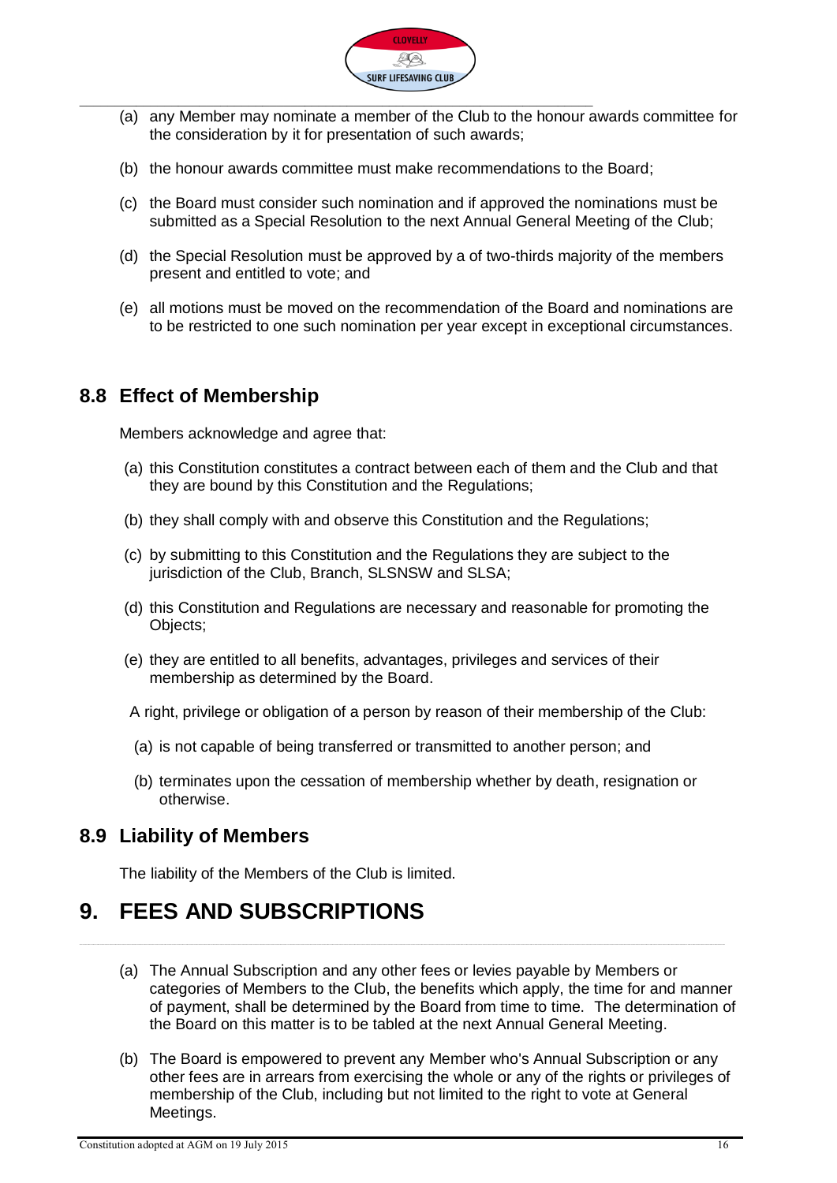(a) any Member may nominate a member of the Club to the honour awards committee for the consideration by it for presentation of such awards;

(b) the honour awards committee must make recommendations to the Board;

(c) the Board must consider such nomination and if approved the nominations must be submitted as a Special Resolution to the next Annual General Meeting of the Club;

(d) the Special Resolution must be approved by a of two-thirds majority of the members present and entitled to vote; and

(e) all motions must be moved on the recommendation of the Board and nominations are to be restricted to one such nomination per year except in exceptional circumstances.

## 8.8 Effect of Membership

Members acknowledge and agree that:

(a) this Constitution constitutes a contract between each of them and the Club and that they are bound by this Constitution and the Regulations;

(b) they shall comply with and observe this Constitution and the Regulations;

(c) by submitting to this Constitution and the Regulations they are subject to the jurisdiction of the Club, Branch, SLSNSW and SLSA;

(d) this Constitution and Regulations are necessary and reasonable for promoting the Objects;

(e) they are entitled to all benefits, advantages, privileges and services of their membership as determined by the Board.

A right, privilege or obligation of a person by reason of their membership of the Club:

(a) is not capable of being transferred or transmitted to another person; and

(b) terminates upon the cessation of membership whether by death, resignation or otherwise.

## 8.9 Liability of Members

The liability of the Members of the Club is limited.

# 9. FEES AND SUBSCRIPTIONS

(a) The Annual Subscription and any other fees or levies payable by Members or categories of Members to the Club, the benefits which apply, the time for and manner of payment, shall be determined by the Board from time to time. The determination of the Board on this matter is to be tabled at the next Annual General Meeting.

(b) The Board is empowered to prevent any Member who's Annual Subscription or any other fees are in arrears from exercising the whole or any of the rights or privileges of membership of the Club, including but not limited to the right to vote at General Meetings.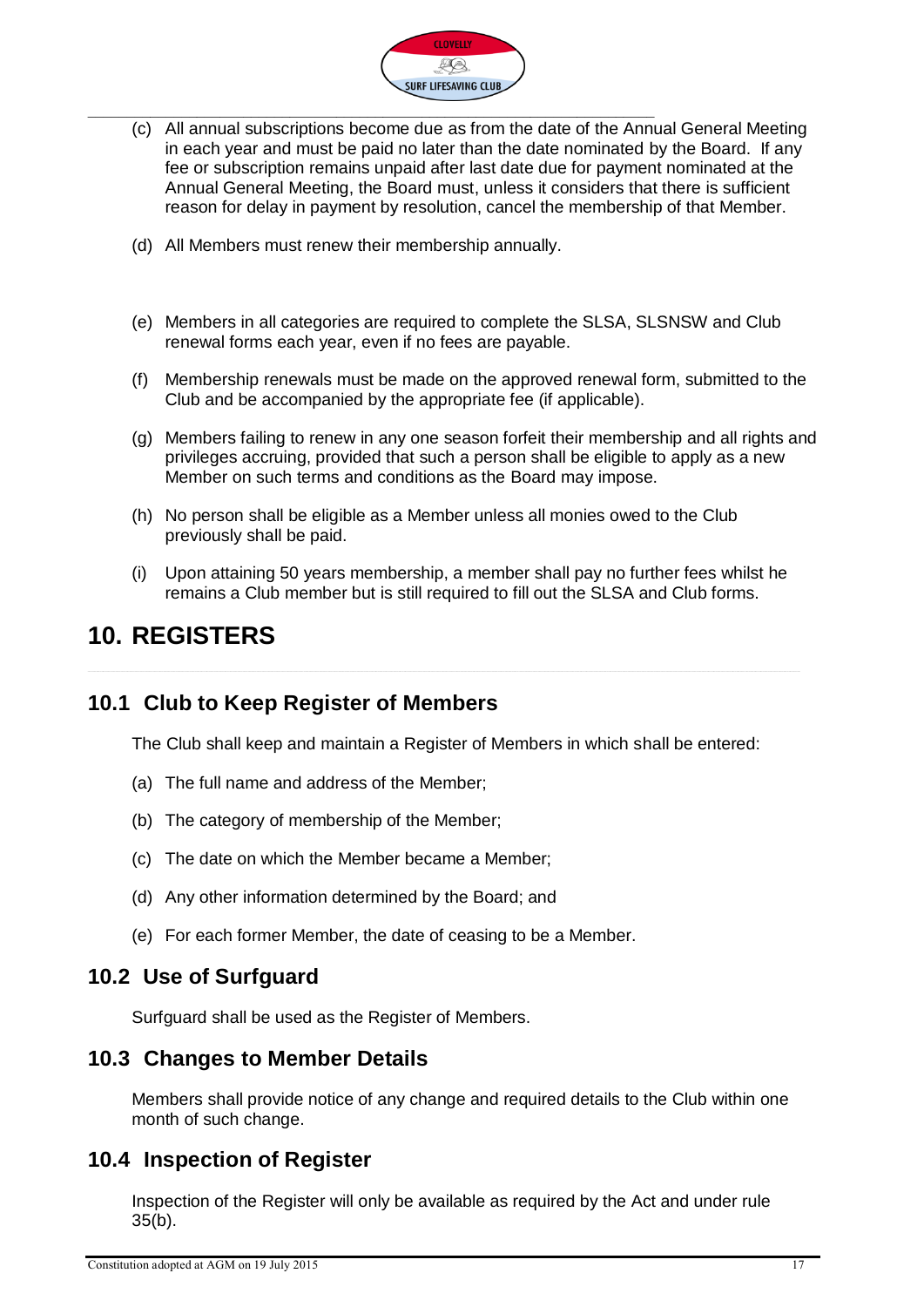(c) All annual subscriptions become due as from the date of the Annual General Meeting in each year and must be paid no later than the date nominated by the Board. If any fee or subscription remains unpaid after last date due for payment nominated at the Annual General Meeting, the Board must, unless it considers that there is sufficient reason for delay in payment by resolution, cancel the membership of that Member.

(d) All Members must renew their membership annually.

(e) Members in all categories are required to complete the SLSA, SLSNSW and Club renewal forms each year, even if no fees are payable.

(f) Membership renewals must be made on the approved renewal form, submitted to the Club and be accompanied by the appropriate fee (if applicable).

(g) Members failing to renew in any one season forfeit their membership and all rights and privileges accruing, provided that such a person shall be eligible to apply as a new Member on such terms and conditions as the Board may impose.

(h) No person shall be eligible as a Member unless all monies owed to the Club previously shall be paid.

(i) Upon attaining 50 years membership, a member shall pay no further fees whilst he remains a Club member but is still required to fill out the SLSA and Club forms.

# 10. REGISTERS

## 10.1 Club to Keep Register of Members

The Club shall keep and maintain a Register of Members in which shall be entered:

(a) The full name and address of the Member;

(b) The category of membership of the Member;

(c) The date on which the Member became a Member;

(d) Any other information determined by the Board; and

(e) For each former Member, the date of ceasing to be a Member.

## 10.2 Use of Surfguard

Surfguard shall be used as the Register of Members.

## 10.3 Changes to Member Details

Members shall provide notice of any change and required details to the Club within one month of such change.

## 10.4 Inspection of Register

Inspection of the Register will only be available as required by the Act and under rule 35(b).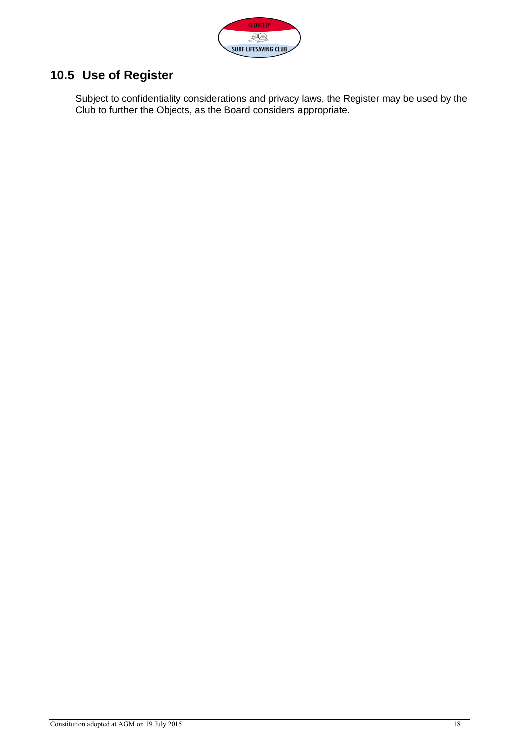## 10.5 Use of Register

Subject to confidentiality considerations and privacy laws, the Register may be used by the Club to further the Objects, as the Board considers appropriate.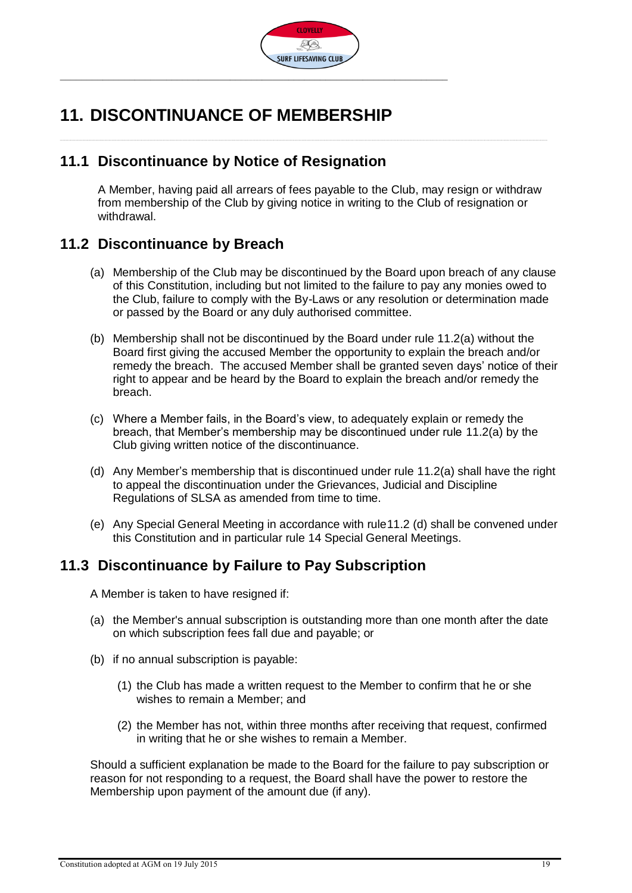# 11. DISCONTINUANCE OF MEMBERSHIP

## 11.1 Discontinuance by Notice of Resignation

A Member, having paid all arrears of fees payable to the Club, may resign or withdraw from membership of the Club by giving notice in writing to the Club of resignation or withdrawal.

## 11.2 Discontinuance by Breach

(a) Membership of the Club may be discontinued by the Board upon breach of any clause of this Constitution, including but not limited to the failure to pay any monies owed to the Club, failure to comply with the By-Laws or any resolution or determination made or passed by the Board or any duly authorised committee.

(b) Membership shall not be discontinued by the Board under rule 11.2(a) without the Board first giving the accused Member the opportunity to explain the breach and/or remedy the breach. The accused Member shall be granted seven days' notice of their right to appear and be heard by the Board to explain the breach and/or remedy the breach.

(c) Where a Member fails, in the Board's view, to adequately explain or remedy the breach, that Member's membership may be discontinued under rule 11.2(a) by the Club giving written notice of the discontinuance.

(d) Any Member's membership that is discontinued under rule 11.2(a) shall have the right to appeal the discontinuation under the Grievances, Judicial and Discipline Regulations of SLSA as amended from time to time.

(e) Any Special General Meeting in accordance with rule11.2 (d) shall be convened under this Constitution and in particular rule 14 Special General Meetings.

## 11.3 Discontinuance by Failure to Pay Subscription

A Member is taken to have resigned if:

(a) the Member's annual subscription is outstanding more than one month after the date on which subscription fees fall due and payable; or

(b) if no annual subscription is payable:

  (1) the Club has made a written request to the Member to confirm that he or she wishes to remain a Member; and

  (2) the Member has not, within three months after receiving that request, confirmed in writing that he or she wishes to remain a Member.

Should a sufficient explanation be made to the Board for the failure to pay subscription or reason for not responding to a request, the Board shall have the power to restore the Membership upon payment of the amount due (if any).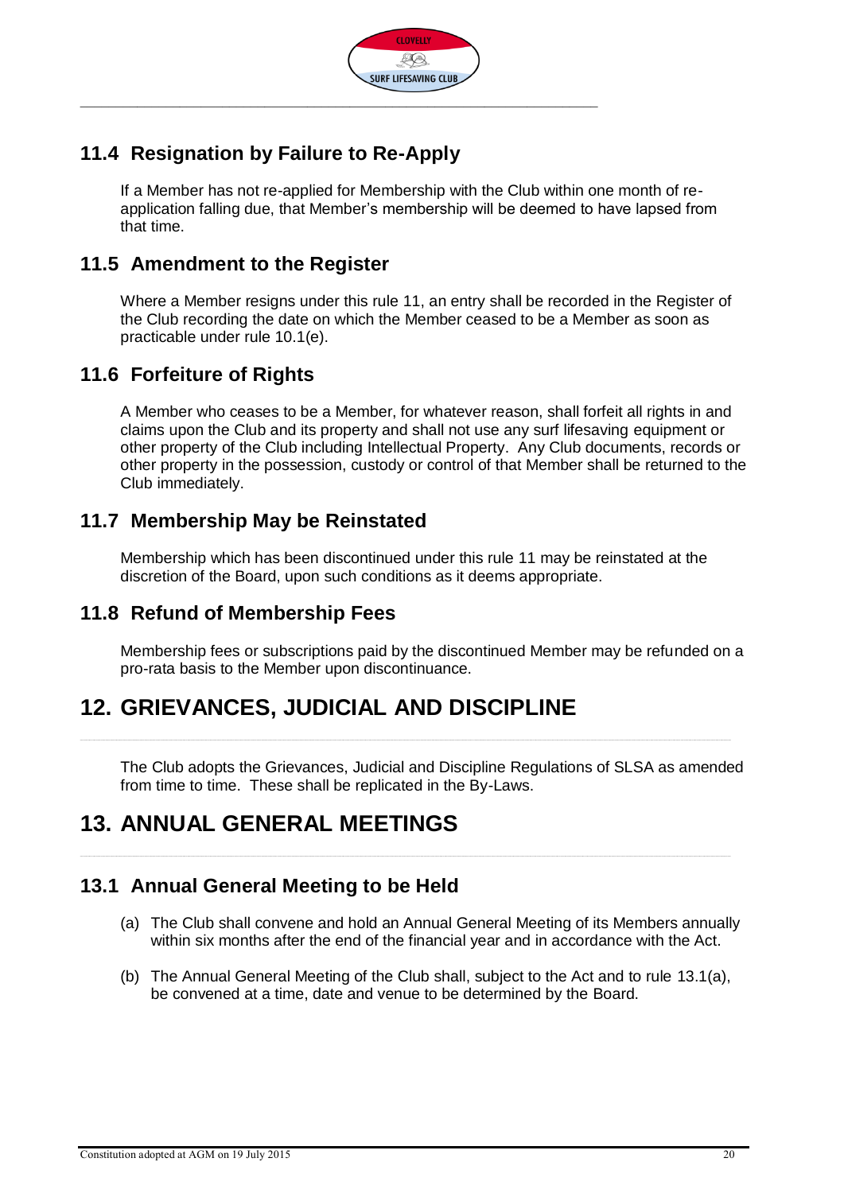## 11.4 Resignation by Failure to Re-Apply

If a Member has not re-applied for Membership with the Club within one month of re-application falling due, that Member's membership will be deemed to have lapsed from that time.

## 11.5 Amendment to the Register

Where a Member resigns under this rule 11, an entry shall be recorded in the Register of the Club recording the date on which the Member ceased to be a Member as soon as practicable under rule 10.1(e).

## 11.6 Forfeiture of Rights

A Member who ceases to be a Member, for whatever reason, shall forfeit all rights in and claims upon the Club and its property and shall not use any surf lifesaving equipment or other property of the Club including Intellectual Property. Any Club documents, records or other property in the possession, custody or control of that Member shall be returned to the Club immediately.

## 11.7 Membership May be Reinstated

Membership which has been discontinued under this rule 11 may be reinstated at the discretion of the Board, upon such conditions as it deems appropriate.

## 11.8 Refund of Membership Fees

Membership fees or subscriptions paid by the discontinued Member may be refunded on a pro-rata basis to the Member upon discontinuance.

# 12. GRIEVANCES, JUDICIAL AND DISCIPLINE

The Club adopts the Grievances, Judicial and Discipline Regulations of SLSA as amended from time to time. These shall be replicated in the By-Laws.

# 13. ANNUAL GENERAL MEETINGS

## 13.1 Annual General Meeting to be Held

(a) The Club shall convene and hold an Annual General Meeting of its Members annually within six months after the end of the financial year and in accordance with the Act.

(b) The Annual General Meeting of the Club shall, subject to the Act and to rule 13.1(a), be convened at a time, date and venue to be determined by the Board.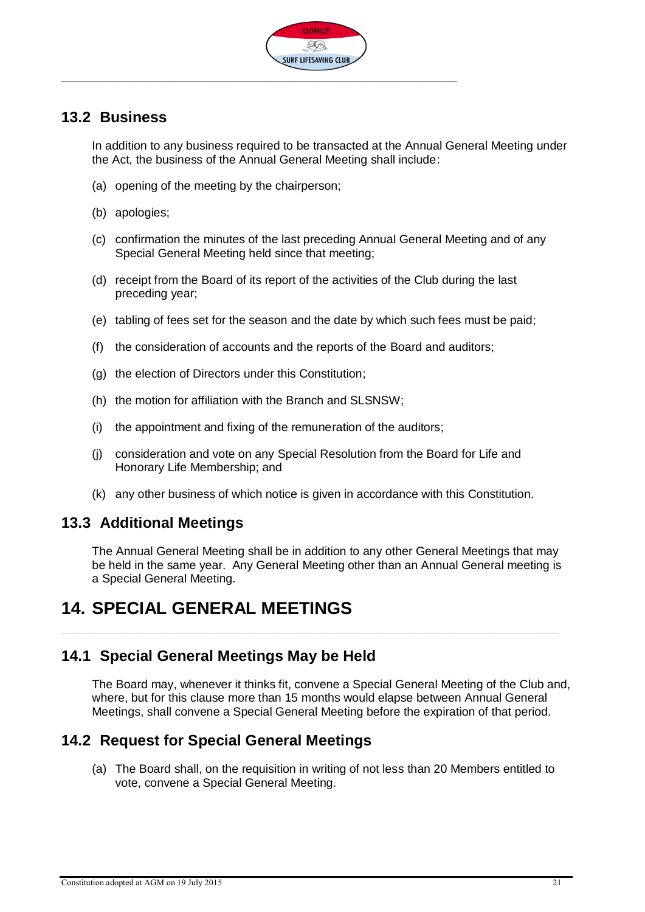## 13.2 Business

In addition to any business required to be transacted at the Annual General Meeting under the Act, the business of the Annual General Meeting shall include:

(a) opening of the meeting by the chairperson;

(b) apologies;

(c) confirmation the minutes of the last preceding Annual General Meeting and of any Special General Meeting held since that meeting;

(d) receipt from the Board of its report of the activities of the Club during the last preceding year;

(e) tabling of fees set for the season and the date by which such fees must be paid;

(f) the consideration of accounts and the reports of the Board and auditors;

(g) the election of Directors under this Constitution;

(h) the motion for affiliation with the Branch and SLSNSW;

(i) the appointment and fixing of the remuneration of the auditors;

(j) consideration and vote on any Special Resolution from the Board for Life and Honorary Life Membership; and

(k) any other business of which notice is given in accordance with this Constitution.

## 13.3 Additional Meetings

The Annual General Meeting shall be in addition to any other General Meetings that may be held in the same year. Any General Meeting other than an Annual General meeting is a Special General Meeting.

# 14. SPECIAL GENERAL MEETINGS

## 14.1 Special General Meetings May be Held

The Board may, whenever it thinks fit, convene a Special General Meeting of the Club and, where, but for this clause more than 15 months would elapse between Annual General Meetings, shall convene a Special General Meeting before the expiration of that period.

## 14.2 Request for Special General Meetings

(a) The Board shall, on the requisition in writing of not less than 20 Members entitled to vote, convene a Special General Meeting.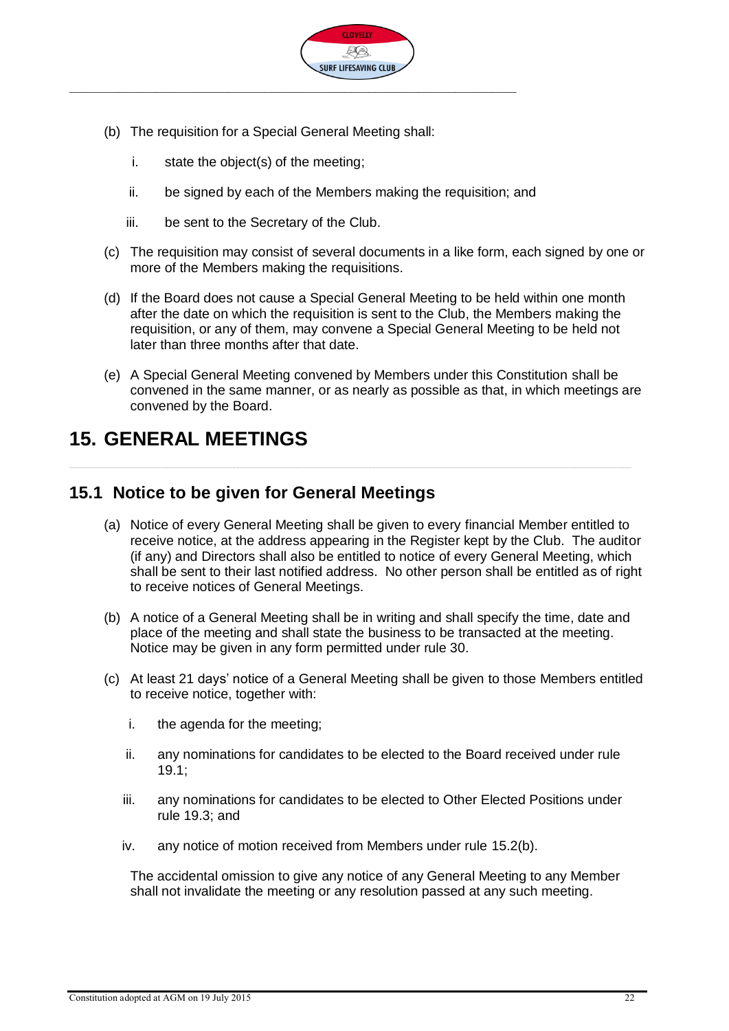(b) The requisition for a Special General Meeting shall:

   i. state the object(s) of the meeting;

   ii. be signed by each of the Members making the requisition; and

   iii. be sent to the Secretary of the Club.

(c) The requisition may consist of several documents in a like form, each signed by one or more of the Members making the requisitions.

(d) If the Board does not cause a Special General Meeting to be held within one month after the date on which the requisition is sent to the Club, the Members making the requisition, or any of them, may convene a Special General Meeting to be held not later than three months after that date.

(e) A Special General Meeting convened by Members under this Constitution shall be convened in the same manner, or as nearly as possible as that, in which meetings are convened by the Board.

# 15. GENERAL MEETINGS

## 15.1 Notice to be given for General Meetings

(a) Notice of every General Meeting shall be given to every financial Member entitled to receive notice, at the address appearing in the Register kept by the Club. The auditor (if any) and Directors shall also be entitled to notice of every General Meeting, which shall be sent to their last notified address. No other person shall be entitled as of right to receive notices of General Meetings.

(b) A notice of a General Meeting shall be in writing and shall specify the time, date and place of the meeting and shall state the business to be transacted at the meeting. Notice may be given in any form permitted under rule 30.

(c) At least 21 days' notice of a General Meeting shall be given to those Members entitled to receive notice, together with:

   i. the agenda for the meeting;

   ii. any nominations for candidates to be elected to the Board received under rule 19.1;

   iii. any nominations for candidates to be elected to Other Elected Positions under rule 19.3; and

   iv. any notice of motion received from Members under rule 15.2(b).

The accidental omission to give any notice of any General Meeting to any Member shall not invalidate the meeting or any resolution passed at any such meeting.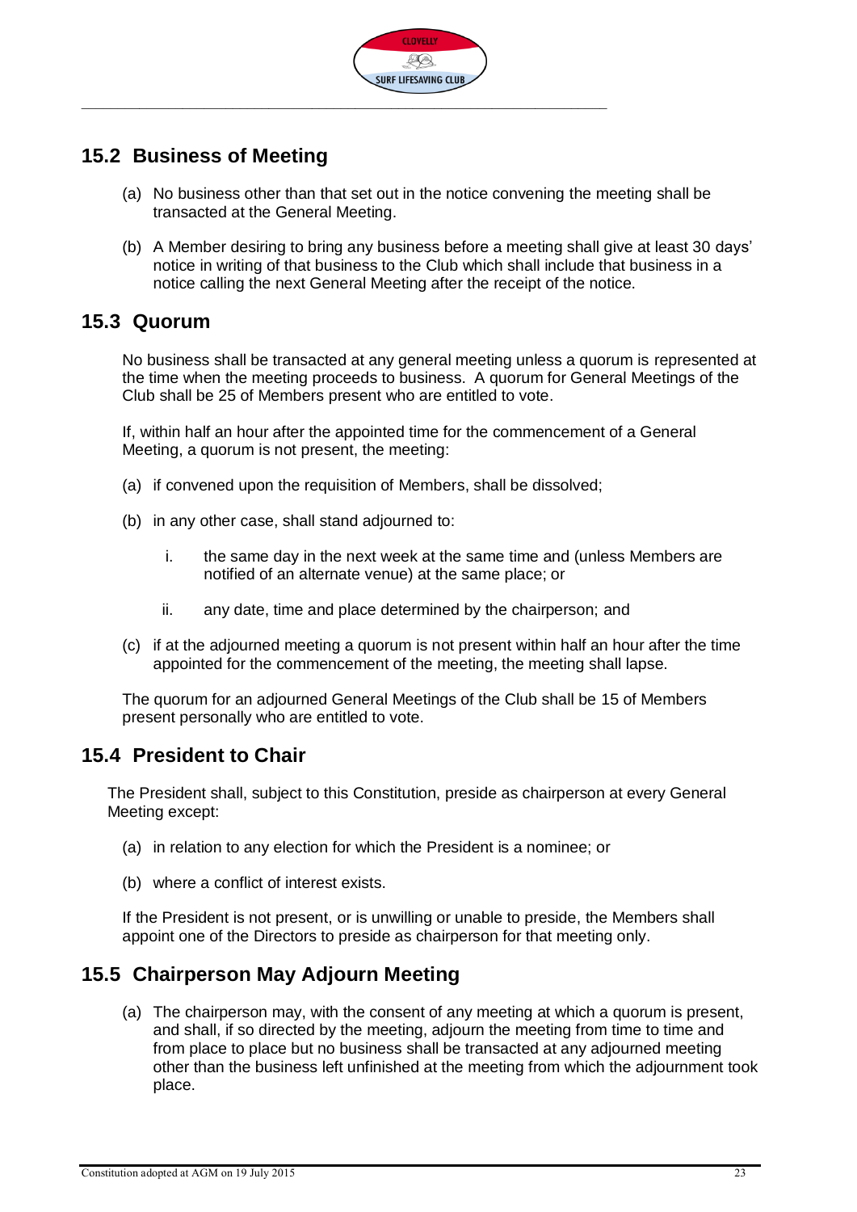## 15.2 Business of Meeting

(a) No business other than that set out in the notice convening the meeting shall be transacted at the General Meeting.

(b) A Member desiring to bring any business before a meeting shall give at least 30 days' notice in writing of that business to the Club which shall include that business in a notice calling the next General Meeting after the receipt of the notice.

## 15.3 Quorum

No business shall be transacted at any general meeting unless a quorum is represented at the time when the meeting proceeds to business. A quorum for General Meetings of the Club shall be 25 of Members present who are entitled to vote.

If, within half an hour after the appointed time for the commencement of a General Meeting, a quorum is not present, the meeting:

(a) if convened upon the requisition of Members, shall be dissolved;

(b) in any other case, shall stand adjourned to:

   i. the same day in the next week at the same time and (unless Members are notified of an alternate venue) at the same place; or

   ii. any date, time and place determined by the chairperson; and

(c) if at the adjourned meeting a quorum is not present within half an hour after the time appointed for the commencement of the meeting, the meeting shall lapse.

The quorum for an adjourned General Meetings of the Club shall be 15 of Members present personally who are entitled to vote.

## 15.4 President to Chair

The President shall, subject to this Constitution, preside as chairperson at every General Meeting except:

(a) in relation to any election for which the President is a nominee; or

(b) where a conflict of interest exists.

If the President is not present, or is unwilling or unable to preside, the Members shall appoint one of the Directors to preside as chairperson for that meeting only.

## 15.5 Chairperson May Adjourn Meeting

(a) The chairperson may, with the consent of any meeting at which a quorum is present, and shall, if so directed by the meeting, adjourn the meeting from time to time and from place to place but no business shall be transacted at any adjourned meeting other than the business left unfinished at the meeting from which the adjournment took place.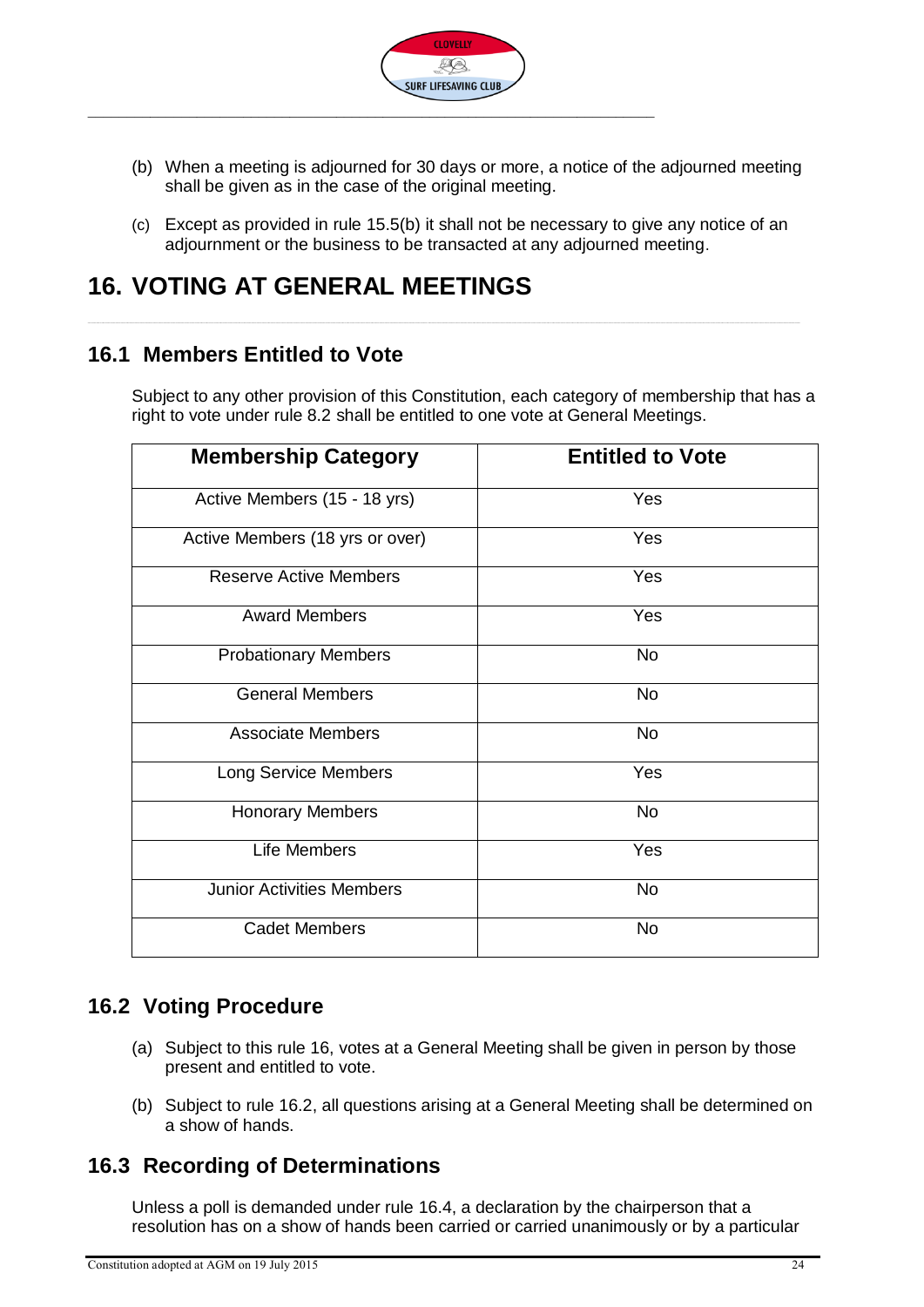(b) When a meeting is adjourned for 30 days or more, a notice of the adjourned meeting shall be given as in the case of the original meeting.

(c) Except as provided in rule 15.5(b) it shall not be necessary to give any notice of an adjournment or the business to be transacted at any adjourned meeting.

# 16. VOTING AT GENERAL MEETINGS

## 16.1 Members Entitled to Vote

Subject to any other provision of this Constitution, each category of membership that has a right to vote under rule 8.2 shall be entitled to one vote at General Meetings.

| Membership Category | Entitled to Vote |
|---|---|
| Active Members (15 - 18 yrs) | Yes |
| Active Members (18 yrs or over) | Yes |
| Reserve Active Members | Yes |
| Award Members | Yes |
| Probationary Members | No |
| General Members | No |
| Associate Members | No |
| Long Service Members | Yes |
| Honorary Members | No |
| Life Members | Yes |
| Junior Activities Members | No |
| Cadet Members | No |

## 16.2 Voting Procedure

(a) Subject to this rule 16, votes at a General Meeting shall be given in person by those present and entitled to vote.

(b) Subject to rule 16.2, all questions arising at a General Meeting shall be determined on a show of hands.

## 16.3 Recording of Determinations

Unless a poll is demanded under rule 16.4, a declaration by the chairperson that a resolution has on a show of hands been carried or carried unanimously or by a particular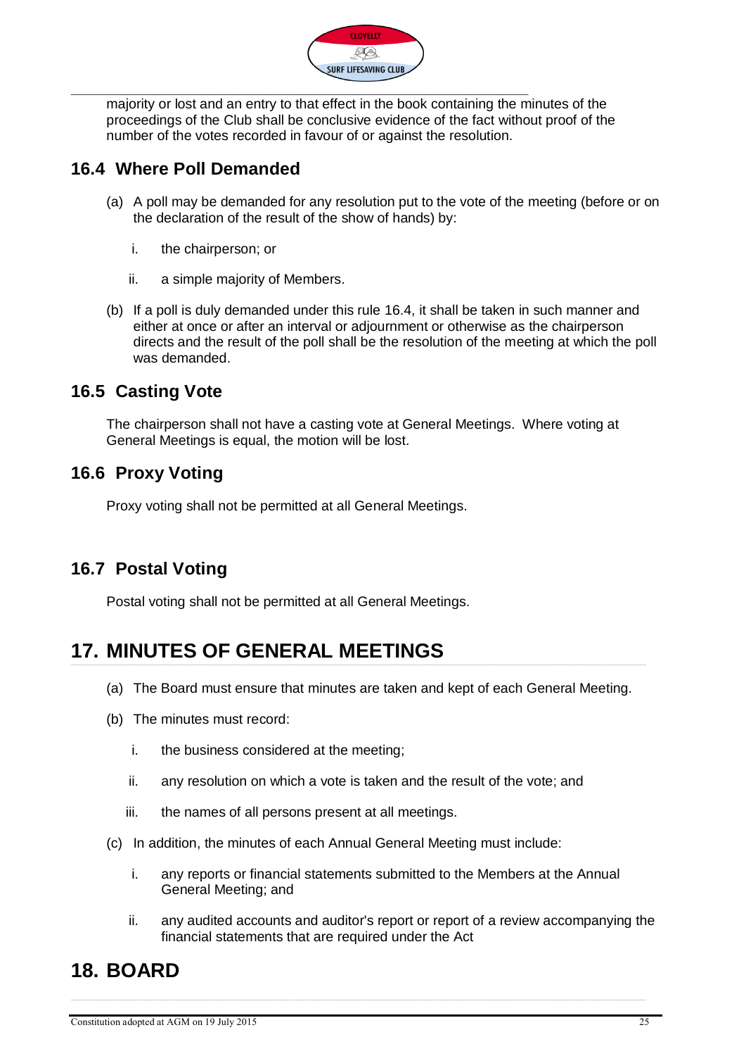majority or lost and an entry to that effect in the book containing the minutes of the proceedings of the Club shall be conclusive evidence of the fact without proof of the number of the votes recorded in favour of or against the resolution.

## 16.4 Where Poll Demanded

(a) A poll may be demanded for any resolution put to the vote of the meeting (before or on the declaration of the result of the show of hands) by:

i. the chairperson; or

ii. a simple majority of Members.

(b) If a poll is duly demanded under this rule 16.4, it shall be taken in such manner and either at once or after an interval or adjournment or otherwise as the chairperson directs and the result of the poll shall be the resolution of the meeting at which the poll was demanded.

## 16.5 Casting Vote

The chairperson shall not have a casting vote at General Meetings. Where voting at General Meetings is equal, the motion will be lost.

## 16.6 Proxy Voting

Proxy voting shall not be permitted at all General Meetings.

## 16.7 Postal Voting

Postal voting shall not be permitted at all General Meetings.

# 17. MINUTES OF GENERAL MEETINGS

(a) The Board must ensure that minutes are taken and kept of each General Meeting.

(b) The minutes must record:

i. the business considered at the meeting;

ii. any resolution on which a vote is taken and the result of the vote; and

iii. the names of all persons present at all meetings.

(c) In addition, the minutes of each Annual General Meeting must include:

i. any reports or financial statements submitted to the Members at the Annual General Meeting; and

ii. any audited accounts and auditor's report or report of a review accompanying the financial statements that are required under the Act

# 18. BOARD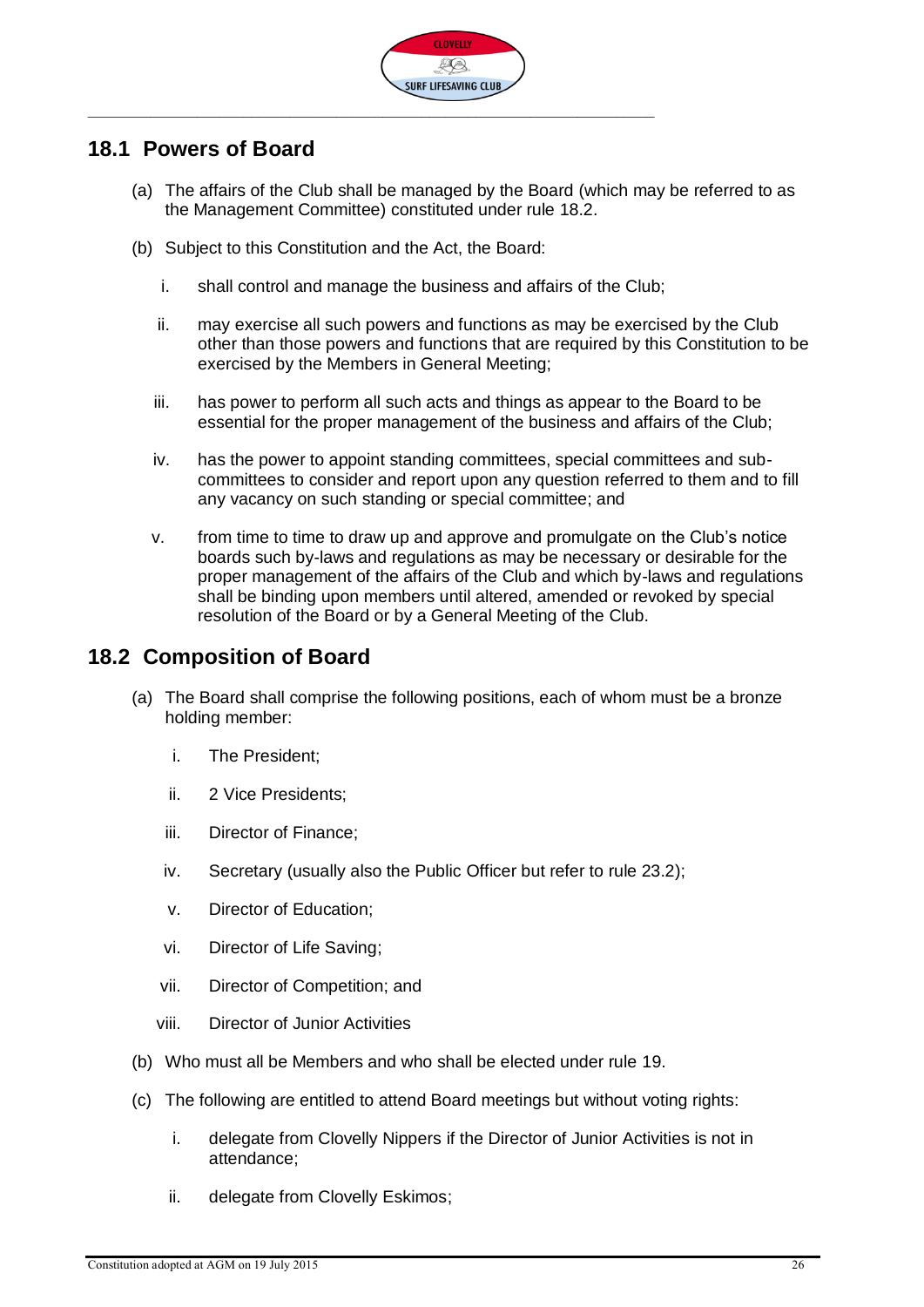## 18.1 Powers of Board

(a) The affairs of the Club shall be managed by the Board (which may be referred to as the Management Committee) constituted under rule 18.2.

(b) Subject to this Constitution and the Act, the Board:

i. shall control and manage the business and affairs of the Club;

ii. may exercise all such powers and functions as may be exercised by the Club other than those powers and functions that are required by this Constitution to be exercised by the Members in General Meeting;

iii. has power to perform all such acts and things as appear to the Board to be essential for the proper management of the business and affairs of the Club;

iv. has the power to appoint standing committees, special committees and sub-committees to consider and report upon any question referred to them and to fill any vacancy on such standing or special committee; and

v. from time to time to draw up and approve and promulgate on the Club's notice boards such by-laws and regulations as may be necessary or desirable for the proper management of the affairs of the Club and which by-laws and regulations shall be binding upon members until altered, amended or revoked by special resolution of the Board or by a General Meeting of the Club.

## 18.2 Composition of Board

(a) The Board shall comprise the following positions, each of whom must be a bronze holding member:

i. The President;

ii. 2 Vice Presidents;

iii. Director of Finance;

iv. Secretary (usually also the Public Officer but refer to rule 23.2);

v. Director of Education;

vi. Director of Life Saving;

vii. Director of Competition; and

viii. Director of Junior Activities

(b) Who must all be Members and who shall be elected under rule 19.

(c) The following are entitled to attend Board meetings but without voting rights:

i. delegate from Clovelly Nippers if the Director of Junior Activities is not in attendance;

ii. delegate from Clovelly Eskimos;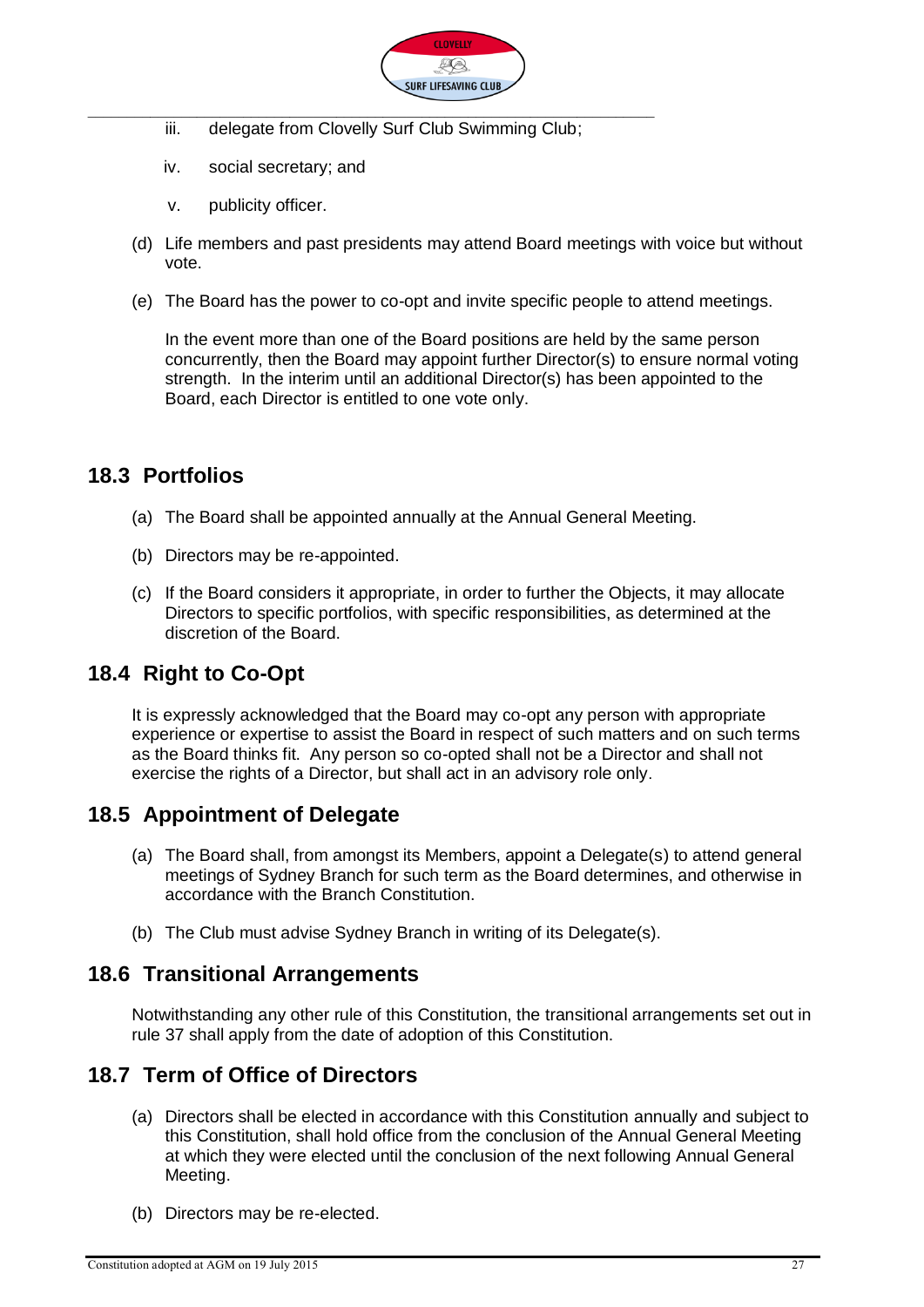iii. delegate from Clovelly Surf Club Swimming Club;

iv. social secretary; and

v. publicity officer.

(d) Life members and past presidents may attend Board meetings with voice but without vote.

(e) The Board has the power to co-opt and invite specific people to attend meetings.

In the event more than one of the Board positions are held by the same person concurrently, then the Board may appoint further Director(s) to ensure normal voting strength. In the interim until an additional Director(s) has been appointed to the Board, each Director is entitled to one vote only.

## 18.3 Portfolios

(a) The Board shall be appointed annually at the Annual General Meeting.

(b) Directors may be re-appointed.

(c) If the Board considers it appropriate, in order to further the Objects, it may allocate Directors to specific portfolios, with specific responsibilities, as determined at the discretion of the Board.

## 18.4 Right to Co-Opt

It is expressly acknowledged that the Board may co-opt any person with appropriate experience or expertise to assist the Board in respect of such matters and on such terms as the Board thinks fit. Any person so co-opted shall not be a Director and shall not exercise the rights of a Director, but shall act in an advisory role only.

## 18.5 Appointment of Delegate

(a) The Board shall, from amongst its Members, appoint a Delegate(s) to attend general meetings of Sydney Branch for such term as the Board determines, and otherwise in accordance with the Branch Constitution.

(b) The Club must advise Sydney Branch in writing of its Delegate(s).

## 18.6 Transitional Arrangements

Notwithstanding any other rule of this Constitution, the transitional arrangements set out in rule 37 shall apply from the date of adoption of this Constitution.

## 18.7 Term of Office of Directors

(a) Directors shall be elected in accordance with this Constitution annually and subject to this Constitution, shall hold office from the conclusion of the Annual General Meeting at which they were elected until the conclusion of the next following Annual General Meeting.

(b) Directors may be re-elected.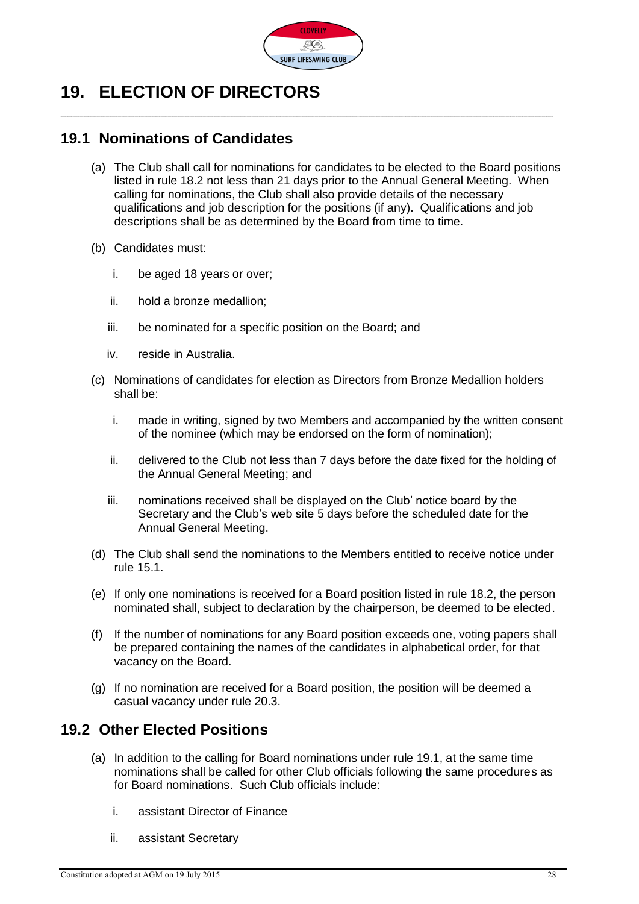# 19. ELECTION OF DIRECTORS

## 19.1 Nominations of Candidates

(a) The Club shall call for nominations for candidates to be elected to the Board positions listed in rule 18.2 not less than 21 days prior to the Annual General Meeting. When calling for nominations, the Club shall also provide details of the necessary qualifications and job description for the positions (if any). Qualifications and job descriptions shall be as determined by the Board from time to time.

(b) Candidates must:

  i. be aged 18 years or over;

  ii. hold a bronze medallion;

  iii. be nominated for a specific position on the Board; and

  iv. reside in Australia.

(c) Nominations of candidates for election as Directors from Bronze Medallion holders shall be:

  i. made in writing, signed by two Members and accompanied by the written consent of the nominee (which may be endorsed on the form of nomination);

  ii. delivered to the Club not less than 7 days before the date fixed for the holding of the Annual General Meeting; and

  iii. nominations received shall be displayed on the Club' notice board by the Secretary and the Club's web site 5 days before the scheduled date for the Annual General Meeting.

(d) The Club shall send the nominations to the Members entitled to receive notice under rule 15.1.

(e) If only one nominations is received for a Board position listed in rule 18.2, the person nominated shall, subject to declaration by the chairperson, be deemed to be elected.

(f) If the number of nominations for any Board position exceeds one, voting papers shall be prepared containing the names of the candidates in alphabetical order, for that vacancy on the Board.

(g) If no nomination are received for a Board position, the position will be deemed a casual vacancy under rule 20.3.

## 19.2 Other Elected Positions

(a) In addition to the calling for Board nominations under rule 19.1, at the same time nominations shall be called for other Club officials following the same procedures as for Board nominations. Such Club officials include:

  i. assistant Director of Finance

  ii. assistant Secretary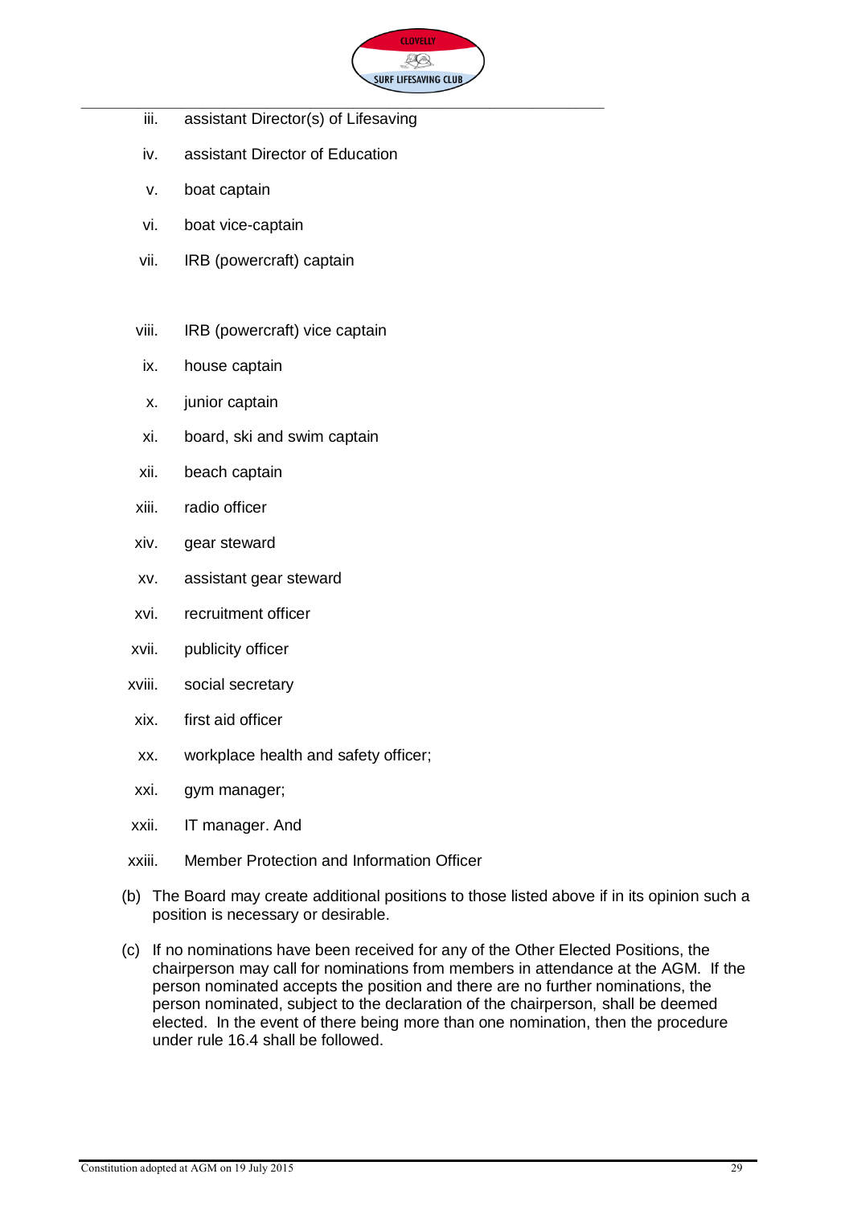iii. assistant Director(s) of Lifesaving

iv. assistant Director of Education

v. boat captain

vi. boat vice-captain

vii. IRB (powercraft) captain

viii. IRB (powercraft) vice captain

ix. house captain

x. junior captain

xi. board, ski and swim captain

xii. beach captain

xiii. radio officer

xiv. gear steward

xv. assistant gear steward

xvi. recruitment officer

xvii. publicity officer

xviii. social secretary

xix. first aid officer

xx. workplace health and safety officer;

xxi. gym manager;

xxii. IT manager. And

xxiii. Member Protection and Information Officer

(b) The Board may create additional positions to those listed above if in its opinion such a position is necessary or desirable.

(c) If no nominations have been received for any of the Other Elected Positions, the chairperson may call for nominations from members in attendance at the AGM. If the person nominated accepts the position and there are no further nominations, the person nominated, subject to the declaration of the chairperson, shall be deemed elected. In the event of there being more than one nomination, then the procedure under rule 16.4 shall be followed.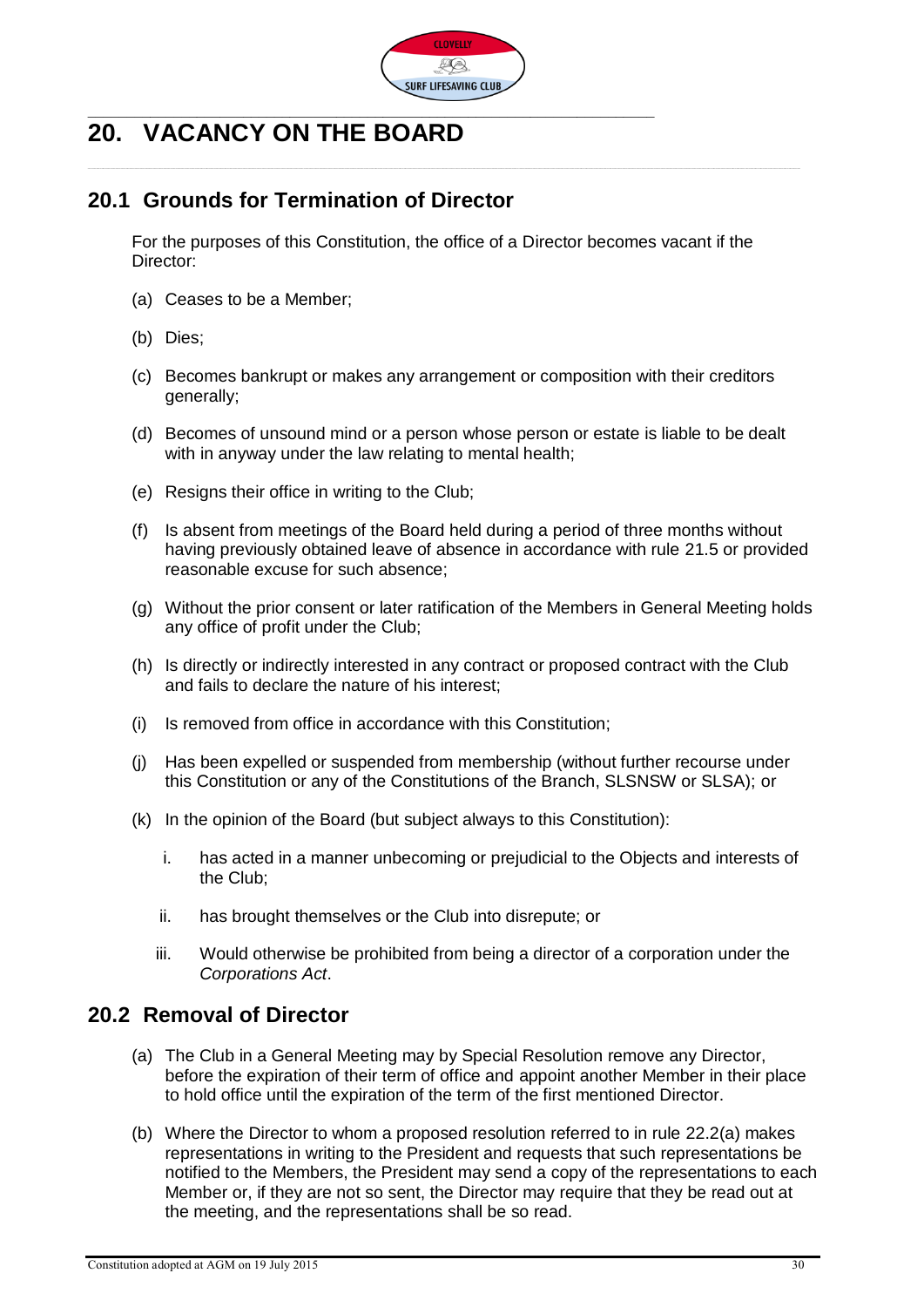# 20. VACANCY ON THE BOARD

## 20.1 Grounds for Termination of Director

For the purposes of this Constitution, the office of a Director becomes vacant if the Director:

(a) Ceases to be a Member;

(b) Dies;

(c) Becomes bankrupt or makes any arrangement or composition with their creditors generally;

(d) Becomes of unsound mind or a person whose person or estate is liable to be dealt with in anyway under the law relating to mental health;

(e) Resigns their office in writing to the Club;

(f) Is absent from meetings of the Board held during a period of three months without having previously obtained leave of absence in accordance with rule 21.5 or provided reasonable excuse for such absence;

(g) Without the prior consent or later ratification of the Members in General Meeting holds any office of profit under the Club;

(h) Is directly or indirectly interested in any contract or proposed contract with the Club and fails to declare the nature of his interest;

(i) Is removed from office in accordance with this Constitution;

(j) Has been expelled or suspended from membership (without further recourse under this Constitution or any of the Constitutions of the Branch, SLSNSW or SLSA); or

(k) In the opinion of the Board (but subject always to this Constitution):

i. has acted in a manner unbecoming or prejudicial to the Objects and interests of the Club;

ii. has brought themselves or the Club into disrepute; or

iii. Would otherwise be prohibited from being a director of a corporation under the *Corporations Act*.

## 20.2 Removal of Director

(a) The Club in a General Meeting may by Special Resolution remove any Director, before the expiration of their term of office and appoint another Member in their place to hold office until the expiration of the term of the first mentioned Director.

(b) Where the Director to whom a proposed resolution referred to in rule 22.2(a) makes representations in writing to the President and requests that such representations be notified to the Members, the President may send a copy of the representations to each Member or, if they are not so sent, the Director may require that they be read out at the meeting, and the representations shall be so read.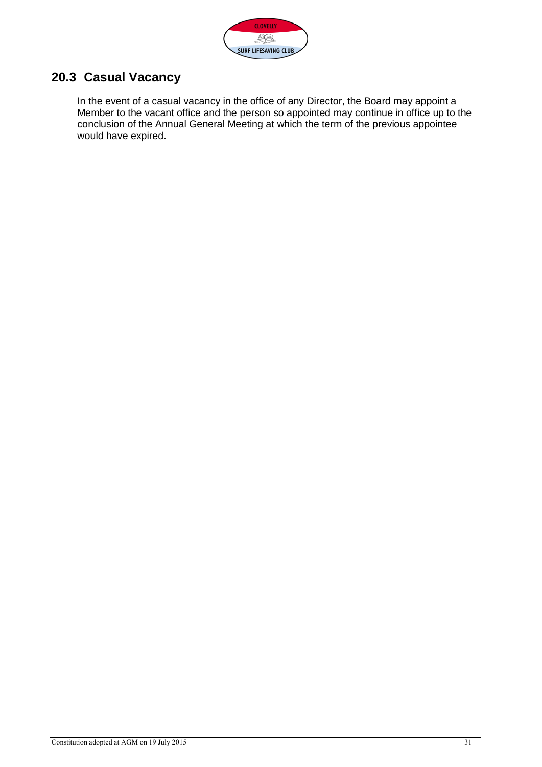## 20.3 Casual Vacancy

In the event of a casual vacancy in the office of any Director, the Board may appoint a Member to the vacant office and the person so appointed may continue in office up to the conclusion of the Annual General Meeting at which the term of the previous appointee would have expired.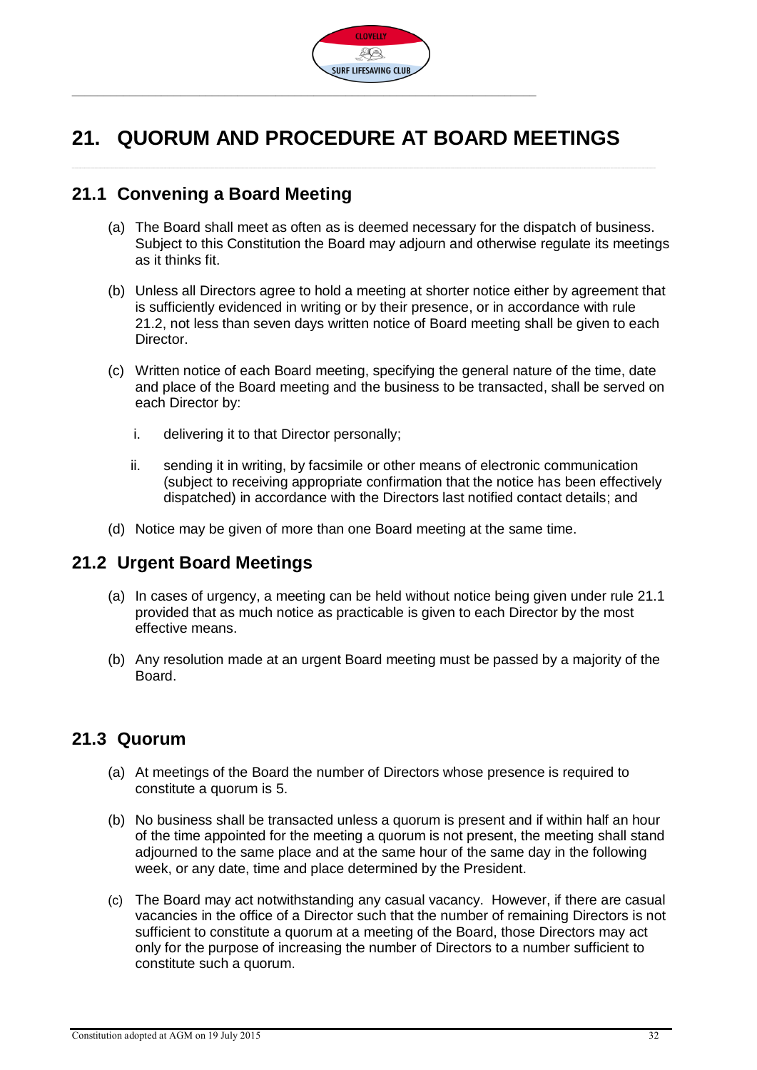# 21. QUORUM AND PROCEDURE AT BOARD MEETINGS

## 21.1 Convening a Board Meeting

(a) The Board shall meet as often as is deemed necessary for the dispatch of business. Subject to this Constitution the Board may adjourn and otherwise regulate its meetings as it thinks fit.

(b) Unless all Directors agree to hold a meeting at shorter notice either by agreement that is sufficiently evidenced in writing or by their presence, or in accordance with rule 21.2, not less than seven days written notice of Board meeting shall be given to each Director.

(c) Written notice of each Board meeting, specifying the general nature of the time, date and place of the Board meeting and the business to be transacted, shall be served on each Director by:

i. delivering it to that Director personally;

ii. sending it in writing, by facsimile or other means of electronic communication (subject to receiving appropriate confirmation that the notice has been effectively dispatched) in accordance with the Directors last notified contact details; and

(d) Notice may be given of more than one Board meeting at the same time.

## 21.2 Urgent Board Meetings

(a) In cases of urgency, a meeting can be held without notice being given under rule 21.1 provided that as much notice as practicable is given to each Director by the most effective means.

(b) Any resolution made at an urgent Board meeting must be passed by a majority of the Board.

## 21.3 Quorum

(a) At meetings of the Board the number of Directors whose presence is required to constitute a quorum is 5.

(b) No business shall be transacted unless a quorum is present and if within half an hour of the time appointed for the meeting a quorum is not present, the meeting shall stand adjourned to the same place and at the same hour of the same day in the following week, or any date, time and place determined by the President.

(c) The Board may act notwithstanding any casual vacancy. However, if there are casual vacancies in the office of a Director such that the number of remaining Directors is not sufficient to constitute a quorum at a meeting of the Board, those Directors may act only for the purpose of increasing the number of Directors to a number sufficient to constitute such a quorum.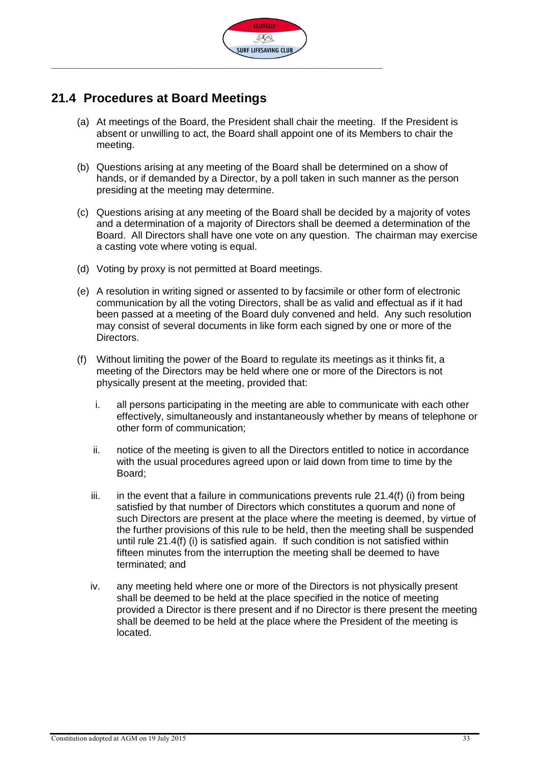## 21.4 Procedures at Board Meetings

(a) At meetings of the Board, the President shall chair the meeting. If the President is absent or unwilling to act, the Board shall appoint one of its Members to chair the meeting.

(b) Questions arising at any meeting of the Board shall be determined on a show of hands, or if demanded by a Director, by a poll taken in such manner as the person presiding at the meeting may determine.

(c) Questions arising at any meeting of the Board shall be decided by a majority of votes and a determination of a majority of Directors shall be deemed a determination of the Board. All Directors shall have one vote on any question. The chairman may exercise a casting vote where voting is equal.

(d) Voting by proxy is not permitted at Board meetings.

(e) A resolution in writing signed or assented to by facsimile or other form of electronic communication by all the voting Directors, shall be as valid and effectual as if it had been passed at a meeting of the Board duly convened and held. Any such resolution may consist of several documents in like form each signed by one or more of the Directors.

(f) Without limiting the power of the Board to regulate its meetings as it thinks fit, a meeting of the Directors may be held where one or more of the Directors is not physically present at the meeting, provided that:

   i. all persons participating in the meeting are able to communicate with each other effectively, simultaneously and instantaneously whether by means of telephone or other form of communication;

   ii. notice of the meeting is given to all the Directors entitled to notice in accordance with the usual procedures agreed upon or laid down from time to time by the Board;

   iii. in the event that a failure in communications prevents rule 21.4(f) (i) from being satisfied by that number of Directors which constitutes a quorum and none of such Directors are present at the place where the meeting is deemed, by virtue of the further provisions of this rule to be held, then the meeting shall be suspended until rule 21.4(f) (i) is satisfied again. If such condition is not satisfied within fifteen minutes from the interruption the meeting shall be deemed to have terminated; and

   iv. any meeting held where one or more of the Directors is not physically present shall be deemed to be held at the place specified in the notice of meeting provided a Director is there present and if no Director is there present the meeting shall be deemed to be held at the place where the President of the meeting is located.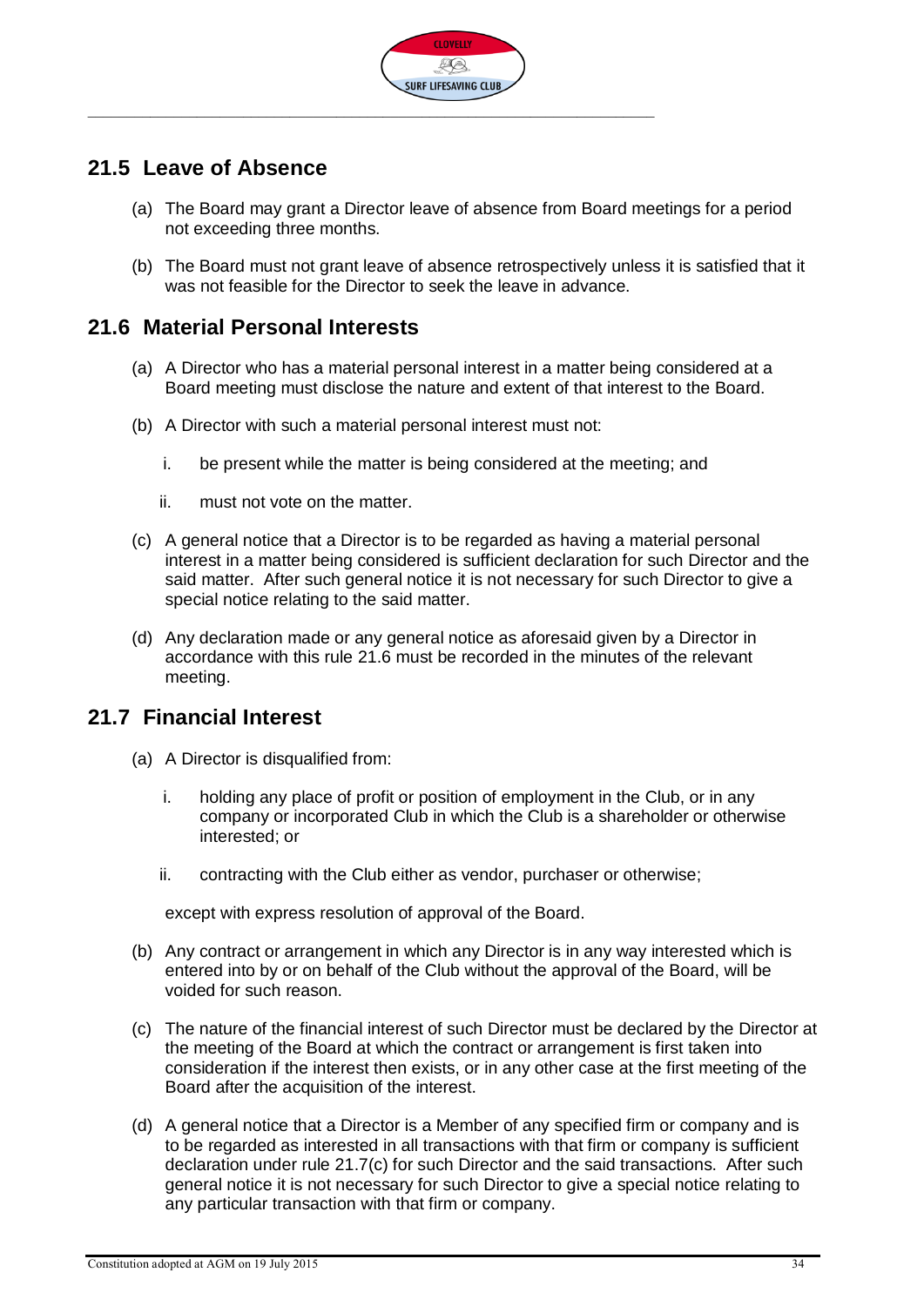## 21.5 Leave of Absence

(a) The Board may grant a Director leave of absence from Board meetings for a period not exceeding three months.

(b) The Board must not grant leave of absence retrospectively unless it is satisfied that it was not feasible for the Director to seek the leave in advance.

## 21.6 Material Personal Interests

(a) A Director who has a material personal interest in a matter being considered at a Board meeting must disclose the nature and extent of that interest to the Board.

(b) A Director with such a material personal interest must not:

  i. be present while the matter is being considered at the meeting; and

  ii. must not vote on the matter.

(c) A general notice that a Director is to be regarded as having a material personal interest in a matter being considered is sufficient declaration for such Director and the said matter. After such general notice it is not necessary for such Director to give a special notice relating to the said matter.

(d) Any declaration made or any general notice as aforesaid given by a Director in accordance with this rule 21.6 must be recorded in the minutes of the relevant meeting.

## 21.7 Financial Interest

(a) A Director is disqualified from:

  i. holding any place of profit or position of employment in the Club, or in any company or incorporated Club in which the Club is a shareholder or otherwise interested; or

  ii. contracting with the Club either as vendor, purchaser or otherwise;

  except with express resolution of approval of the Board.

(b) Any contract or arrangement in which any Director is in any way interested which is entered into by or on behalf of the Club without the approval of the Board, will be voided for such reason.

(c) The nature of the financial interest of such Director must be declared by the Director at the meeting of the Board at which the contract or arrangement is first taken into consideration if the interest then exists, or in any other case at the first meeting of the Board after the acquisition of the interest.

(d) A general notice that a Director is a Member of any specified firm or company and is to be regarded as interested in all transactions with that firm or company is sufficient declaration under rule 21.7(c) for such Director and the said transactions. After such general notice it is not necessary for such Director to give a special notice relating to any particular transaction with that firm or company.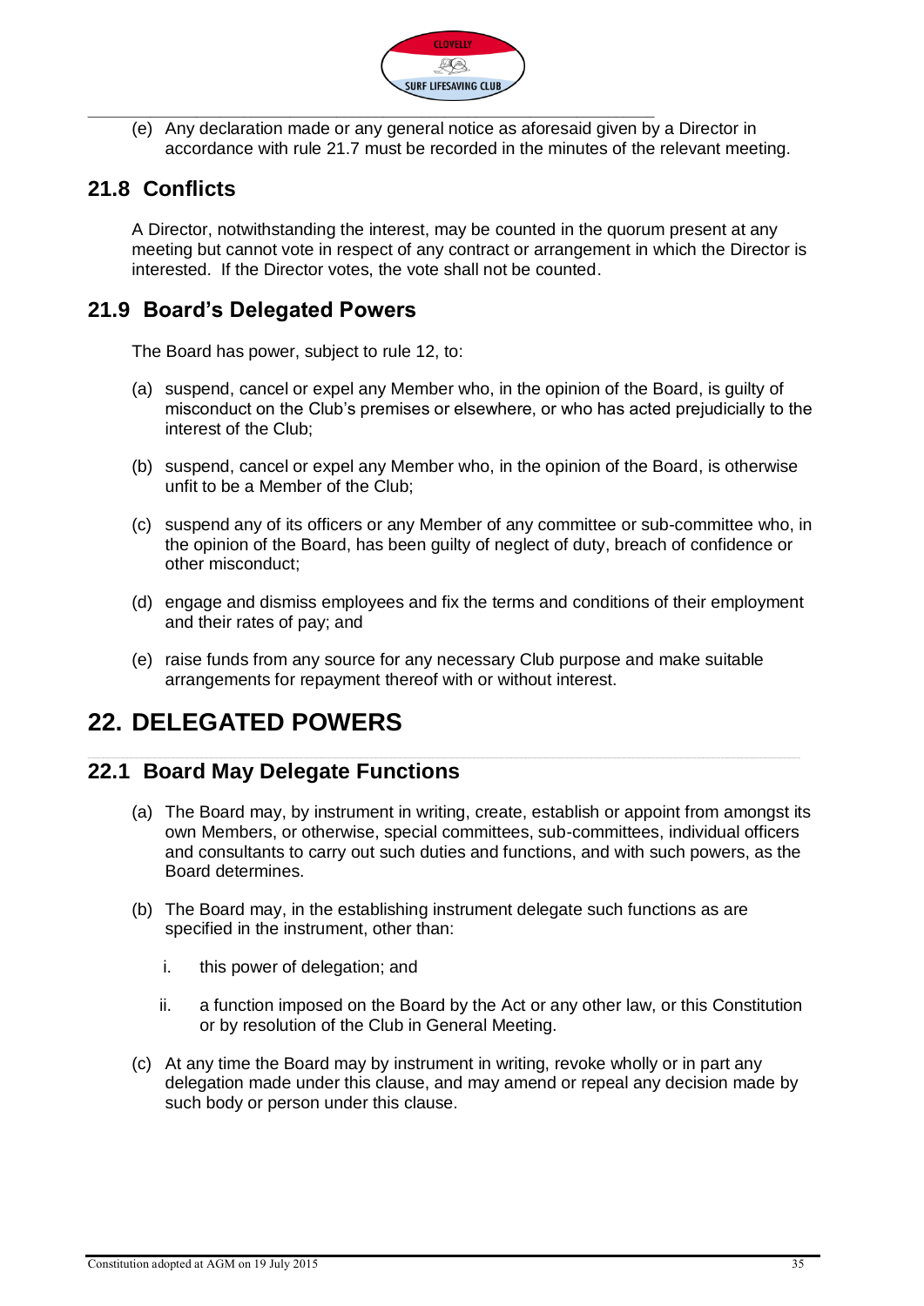(e) Any declaration made or any general notice as aforesaid given by a Director in accordance with rule 21.7 must be recorded in the minutes of the relevant meeting.

## 21.8 Conflicts

A Director, notwithstanding the interest, may be counted in the quorum present at any meeting but cannot vote in respect of any contract or arrangement in which the Director is interested. If the Director votes, the vote shall not be counted.

## 21.9 Board's Delegated Powers

The Board has power, subject to rule 12, to:

(a) suspend, cancel or expel any Member who, in the opinion of the Board, is guilty of misconduct on the Club's premises or elsewhere, or who has acted prejudicially to the interest of the Club;

(b) suspend, cancel or expel any Member who, in the opinion of the Board, is otherwise unfit to be a Member of the Club;

(c) suspend any of its officers or any Member of any committee or sub-committee who, in the opinion of the Board, has been guilty of neglect of duty, breach of confidence or other misconduct;

(d) engage and dismiss employees and fix the terms and conditions of their employment and their rates of pay; and

(e) raise funds from any source for any necessary Club purpose and make suitable arrangements for repayment thereof with or without interest.

# 22. DELEGATED POWERS

## 22.1 Board May Delegate Functions

(a) The Board may, by instrument in writing, create, establish or appoint from amongst its own Members, or otherwise, special committees, sub-committees, individual officers and consultants to carry out such duties and functions, and with such powers, as the Board determines.

(b) The Board may, in the establishing instrument delegate such functions as are specified in the instrument, other than:

i. this power of delegation; and

ii. a function imposed on the Board by the Act or any other law, or this Constitution or by resolution of the Club in General Meeting.

(c) At any time the Board may by instrument in writing, revoke wholly or in part any delegation made under this clause, and may amend or repeal any decision made by such body or person under this clause.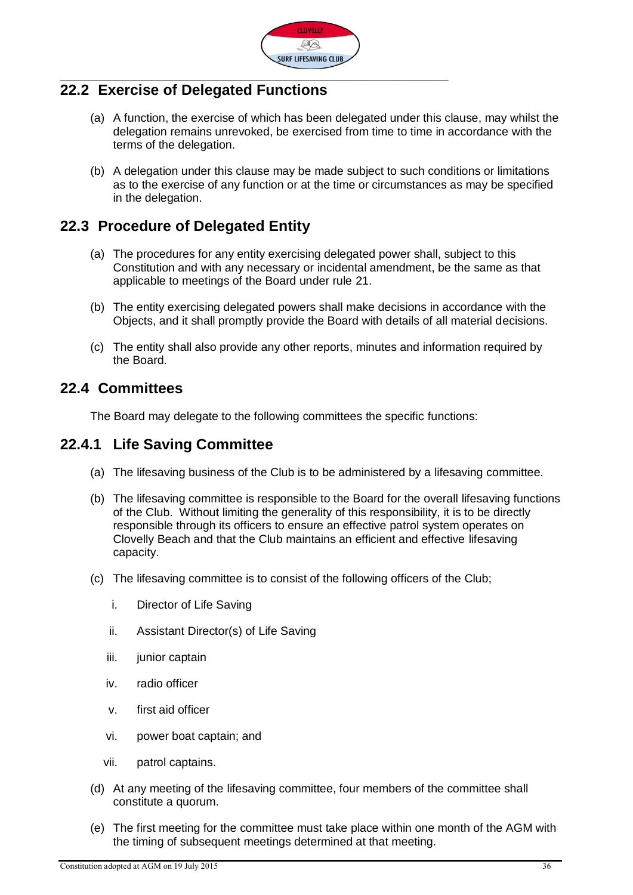## 22.2 Exercise of Delegated Functions

(a) A function, the exercise of which has been delegated under this clause, may whilst the delegation remains unrevoked, be exercised from time to time in accordance with the terms of the delegation.

(b) A delegation under this clause may be made subject to such conditions or limitations as to the exercise of any function or at the time or circumstances as may be specified in the delegation.

## 22.3 Procedure of Delegated Entity

(a) The procedures for any entity exercising delegated power shall, subject to this Constitution and with any necessary or incidental amendment, be the same as that applicable to meetings of the Board under rule 21.

(b) The entity exercising delegated powers shall make decisions in accordance with the Objects, and it shall promptly provide the Board with details of all material decisions.

(c) The entity shall also provide any other reports, minutes and information required by the Board.

## 22.4 Committees

The Board may delegate to the following committees the specific functions:

## 22.4.1 Life Saving Committee

(a) The lifesaving business of the Club is to be administered by a lifesaving committee.

(b) The lifesaving committee is responsible to the Board for the overall lifesaving functions of the Club. Without limiting the generality of this responsibility, it is to be directly responsible through its officers to ensure an effective patrol system operates on Clovelly Beach and that the Club maintains an efficient and effective lifesaving capacity.

(c) The lifesaving committee is to consist of the following officers of the Club;

   i. Director of Life Saving

   ii. Assistant Director(s) of Life Saving

   iii. junior captain

   iv. radio officer

   v. first aid officer

   vi. power boat captain; and

   vii. patrol captains.

(d) At any meeting of the lifesaving committee, four members of the committee shall constitute a quorum.

(e) The first meeting for the committee must take place within one month of the AGM with the timing of subsequent meetings determined at that meeting.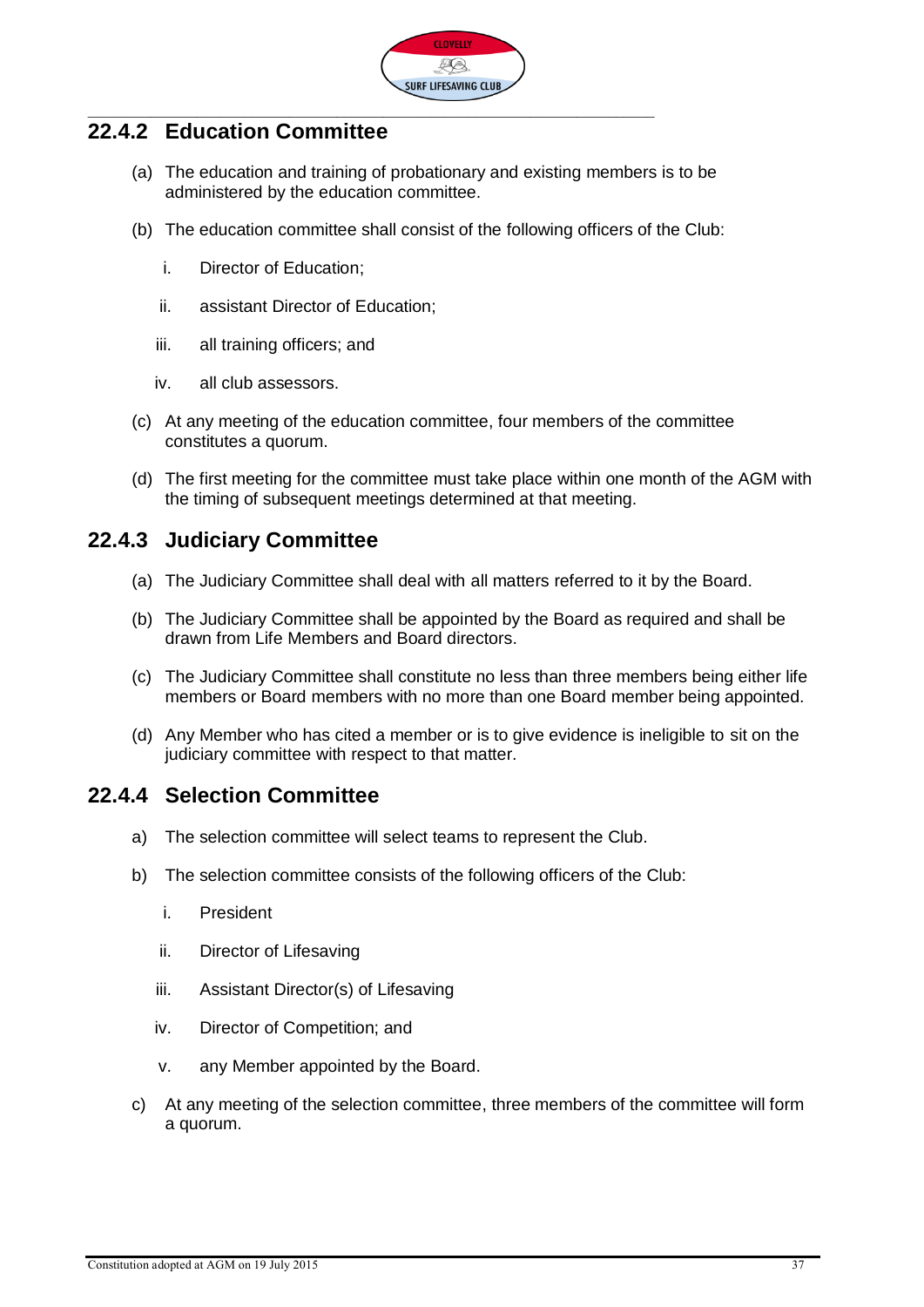### 22.4.2 Education Committee

(a) The education and training of probationary and existing members is to be administered by the education committee.

(b) The education committee shall consist of the following officers of the Club:

  i. Director of Education;

  ii. assistant Director of Education;

  iii. all training officers; and

  iv. all club assessors.

(c) At any meeting of the education committee, four members of the committee constitutes a quorum.

(d) The first meeting for the committee must take place within one month of the AGM with the timing of subsequent meetings determined at that meeting.

### 22.4.3 Judiciary Committee

(a) The Judiciary Committee shall deal with all matters referred to it by the Board.

(b) The Judiciary Committee shall be appointed by the Board as required and shall be drawn from Life Members and Board directors.

(c) The Judiciary Committee shall constitute no less than three members being either life members or Board members with no more than one Board member being appointed.

(d) Any Member who has cited a member or is to give evidence is ineligible to sit on the judiciary committee with respect to that matter.

### 22.4.4 Selection Committee

a) The selection committee will select teams to represent the Club.

b) The selection committee consists of the following officers of the Club:

  i. President

  ii. Director of Lifesaving

  iii. Assistant Director(s) of Lifesaving

  iv. Director of Competition; and

  v. any Member appointed by the Board.

c) At any meeting of the selection committee, three members of the committee will form a quorum.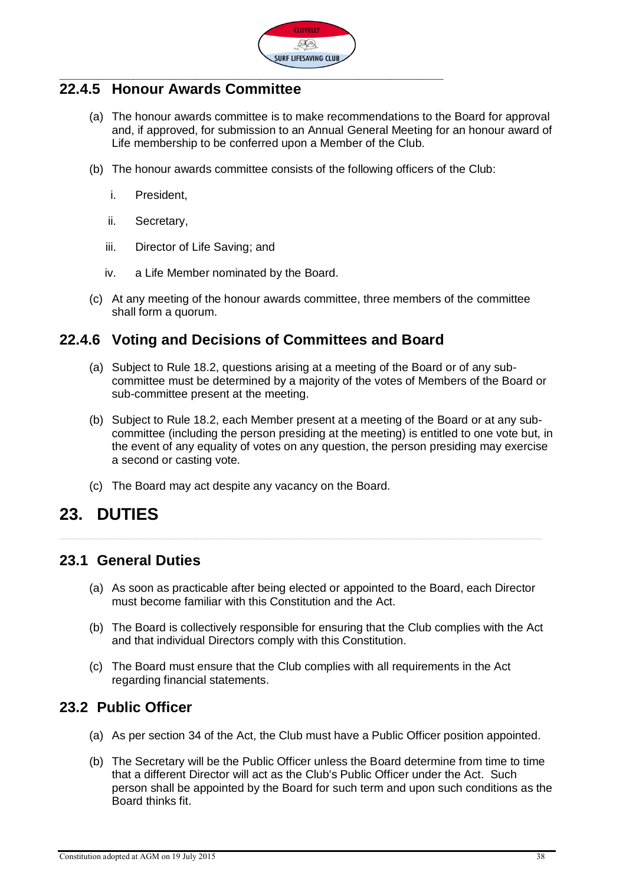### 22.4.5 Honour Awards Committee

(a) The honour awards committee is to make recommendations to the Board for approval and, if approved, for submission to an Annual General Meeting for an honour award of Life membership to be conferred upon a Member of the Club.

(b) The honour awards committee consists of the following officers of the Club:

   i. President,

   ii. Secretary,

   iii. Director of Life Saving; and

   iv. a Life Member nominated by the Board.

(c) At any meeting of the honour awards committee, three members of the committee shall form a quorum.

### 22.4.6 Voting and Decisions of Committees and Board

(a) Subject to Rule 18.2, questions arising at a meeting of the Board or of any sub-committee must be determined by a majority of the votes of Members of the Board or sub-committee present at the meeting.

(b) Subject to Rule 18.2, each Member present at a meeting of the Board or at any sub-committee (including the person presiding at the meeting) is entitled to one vote but, in the event of any equality of votes on any question, the person presiding may exercise a second or casting vote.

(c) The Board may act despite any vacancy on the Board.

# 23. DUTIES

## 23.1 General Duties

(a) As soon as practicable after being elected or appointed to the Board, each Director must become familiar with this Constitution and the Act.

(b) The Board is collectively responsible for ensuring that the Club complies with the Act and that individual Directors comply with this Constitution.

(c) The Board must ensure that the Club complies with all requirements in the Act regarding financial statements.

## 23.2 Public Officer

(a) As per section 34 of the Act, the Club must have a Public Officer position appointed.

(b) The Secretary will be the Public Officer unless the Board determine from time to time that a different Director will act as the Club's Public Officer under the Act. Such person shall be appointed by the Board for such term and upon such conditions as the Board thinks fit.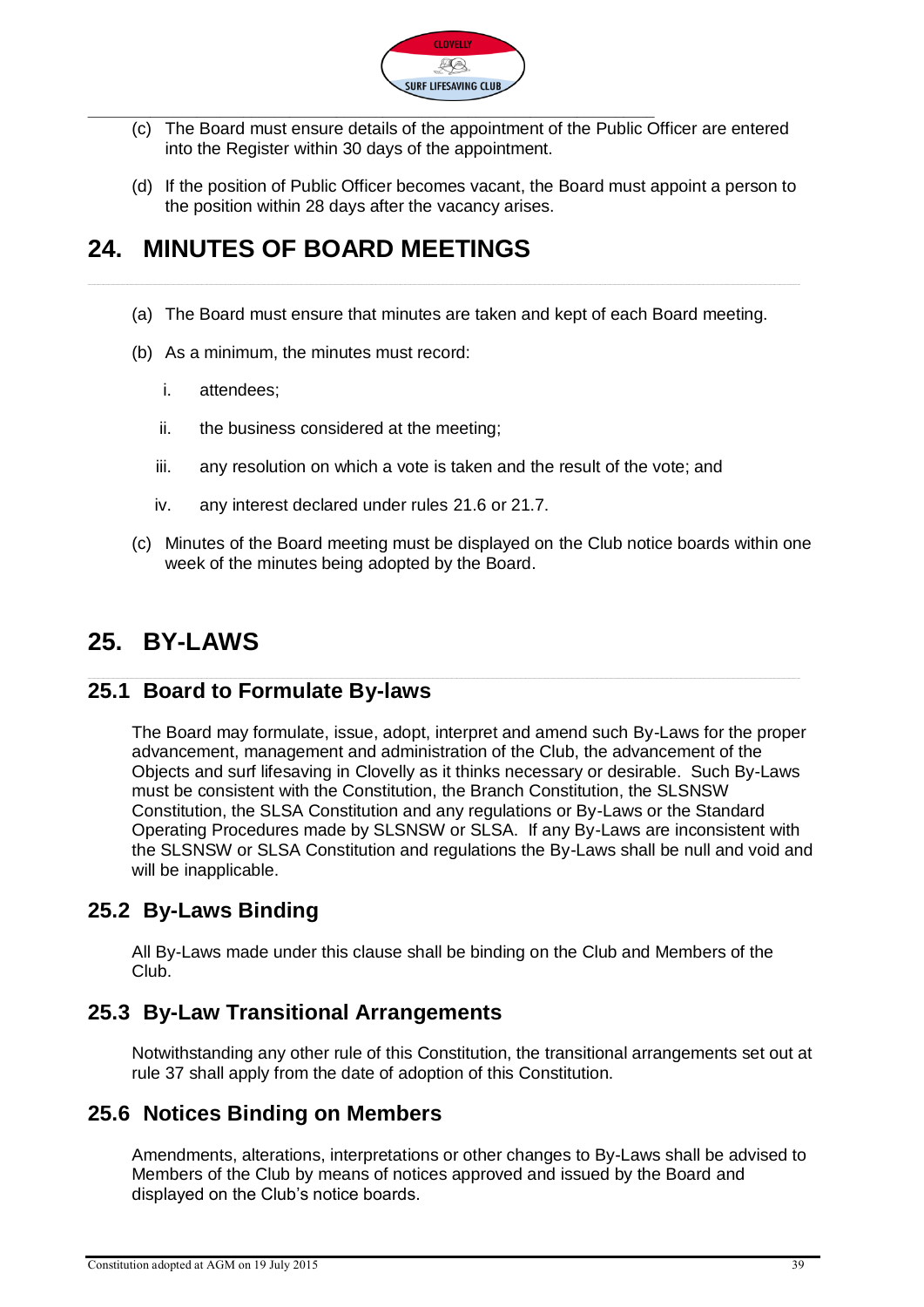(c) The Board must ensure details of the appointment of the Public Officer are entered into the Register within 30 days of the appointment.

(d) If the position of Public Officer becomes vacant, the Board must appoint a person to the position within 28 days after the vacancy arises.

# 24. MINUTES OF BOARD MEETINGS

(a) The Board must ensure that minutes are taken and kept of each Board meeting.

(b) As a minimum, the minutes must record:

i. attendees;

ii. the business considered at the meeting;

iii. any resolution on which a vote is taken and the result of the vote; and

iv. any interest declared under rules 21.6 or 21.7.

(c) Minutes of the Board meeting must be displayed on the Club notice boards within one week of the minutes being adopted by the Board.

# 25. BY-LAWS

## 25.1 Board to Formulate By-laws

The Board may formulate, issue, adopt, interpret and amend such By-Laws for the proper advancement, management and administration of the Club, the advancement of the Objects and surf lifesaving in Clovelly as it thinks necessary or desirable. Such By-Laws must be consistent with the Constitution, the Branch Constitution, the SLSNSW Constitution, the SLSA Constitution and any regulations or By-Laws or the Standard Operating Procedures made by SLSNSW or SLSA. If any By-Laws are inconsistent with the SLSNSW or SLSA Constitution and regulations the By-Laws shall be null and void and will be inapplicable.

## 25.2 By-Laws Binding

All By-Laws made under this clause shall be binding on the Club and Members of the Club.

## 25.3 By-Law Transitional Arrangements

Notwithstanding any other rule of this Constitution, the transitional arrangements set out at rule 37 shall apply from the date of adoption of this Constitution.

## 25.6 Notices Binding on Members

Amendments, alterations, interpretations or other changes to By-Laws shall be advised to Members of the Club by means of notices approved and issued by the Board and displayed on the Club's notice boards.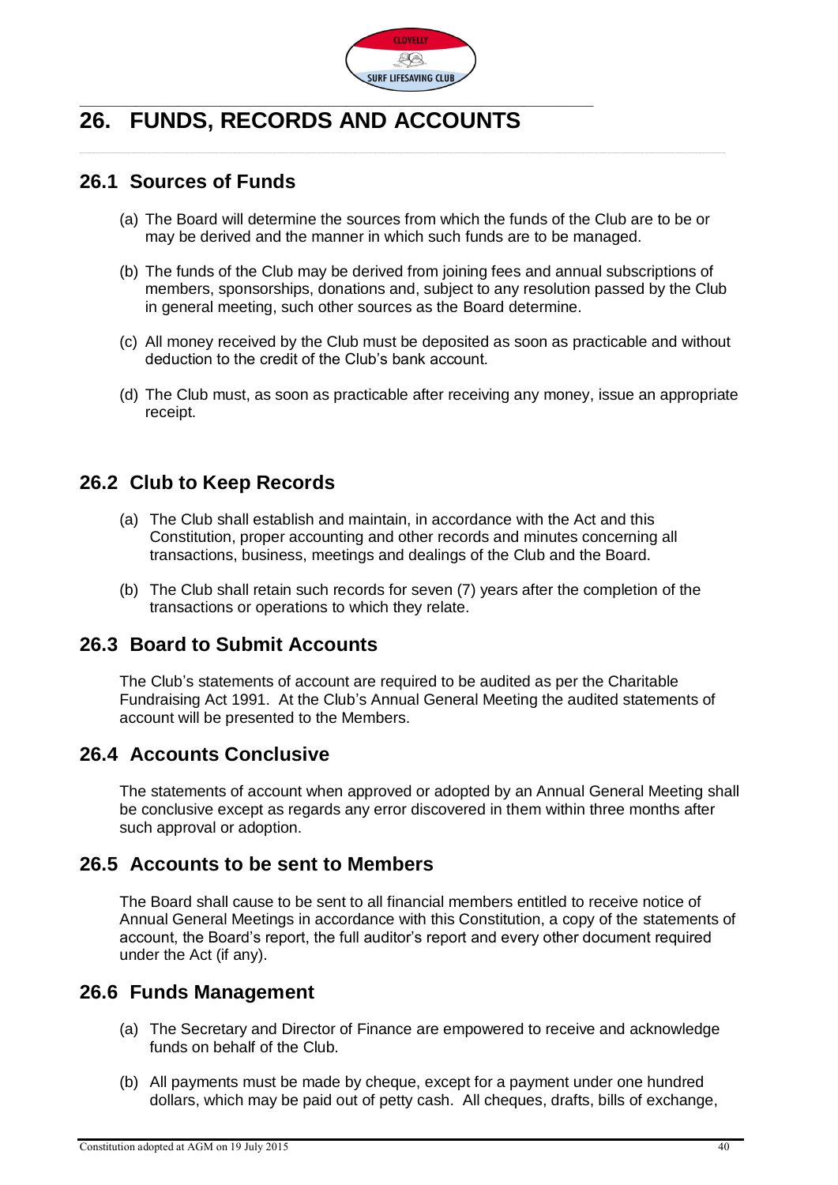# 26. FUNDS, RECORDS AND ACCOUNTS

## 26.1 Sources of Funds

(a) The Board will determine the sources from which the funds of the Club are to be or may be derived and the manner in which such funds are to be managed.

(b) The funds of the Club may be derived from joining fees and annual subscriptions of members, sponsorships, donations and, subject to any resolution passed by the Club in general meeting, such other sources as the Board determine.

(c) All money received by the Club must be deposited as soon as practicable and without deduction to the credit of the Club's bank account.

(d) The Club must, as soon as practicable after receiving any money, issue an appropriate receipt.

## 26.2 Club to Keep Records

(a) The Club shall establish and maintain, in accordance with the Act and this Constitution, proper accounting and other records and minutes concerning all transactions, business, meetings and dealings of the Club and the Board.

(b) The Club shall retain such records for seven (7) years after the completion of the transactions or operations to which they relate.

## 26.3 Board to Submit Accounts

The Club's statements of account are required to be audited as per the Charitable Fundraising Act 1991. At the Club's Annual General Meeting the audited statements of account will be presented to the Members.

## 26.4 Accounts Conclusive

The statements of account when approved or adopted by an Annual General Meeting shall be conclusive except as regards any error discovered in them within three months after such approval or adoption.

## 26.5 Accounts to be sent to Members

The Board shall cause to be sent to all financial members entitled to receive notice of Annual General Meetings in accordance with this Constitution, a copy of the statements of account, the Board's report, the full auditor's report and every other document required under the Act (if any).

## 26.6 Funds Management

(a) The Secretary and Director of Finance are empowered to receive and acknowledge funds on behalf of the Club.

(b) All payments must be made by cheque, except for a payment under one hundred dollars, which may be paid out of petty cash. All cheques, drafts, bills of exchange,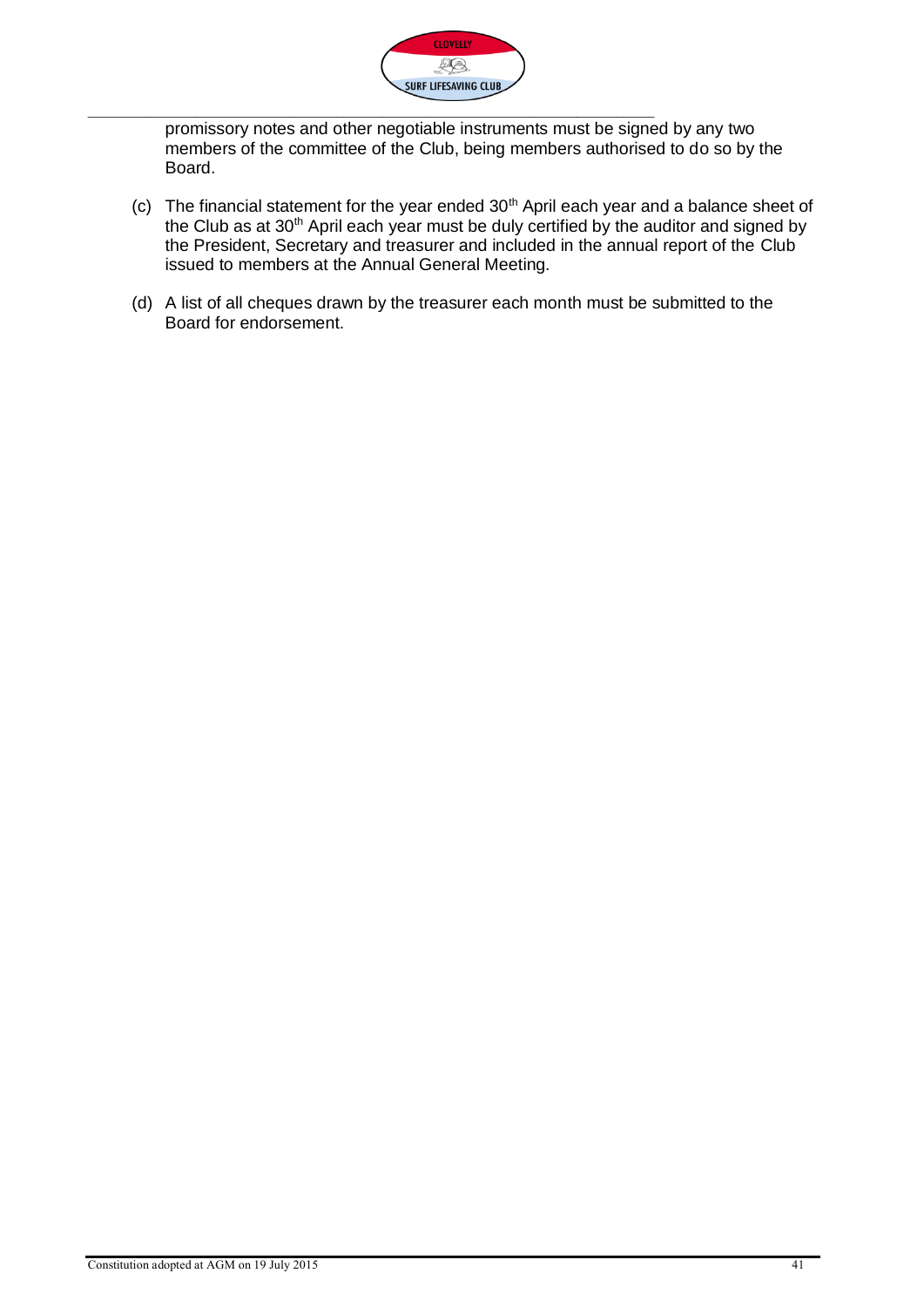promissory notes and other negotiable instruments must be signed by any two members of the committee of the Club, being members authorised to do so by the Board.

(c) The financial statement for the year ended 30th April each year and a balance sheet of the Club as at 30th April each year must be duly certified by the auditor and signed by the President, Secretary and treasurer and included in the annual report of the Club issued to members at the Annual General Meeting.

(d) A list of all cheques drawn by the treasurer each month must be submitted to the Board for endorsement.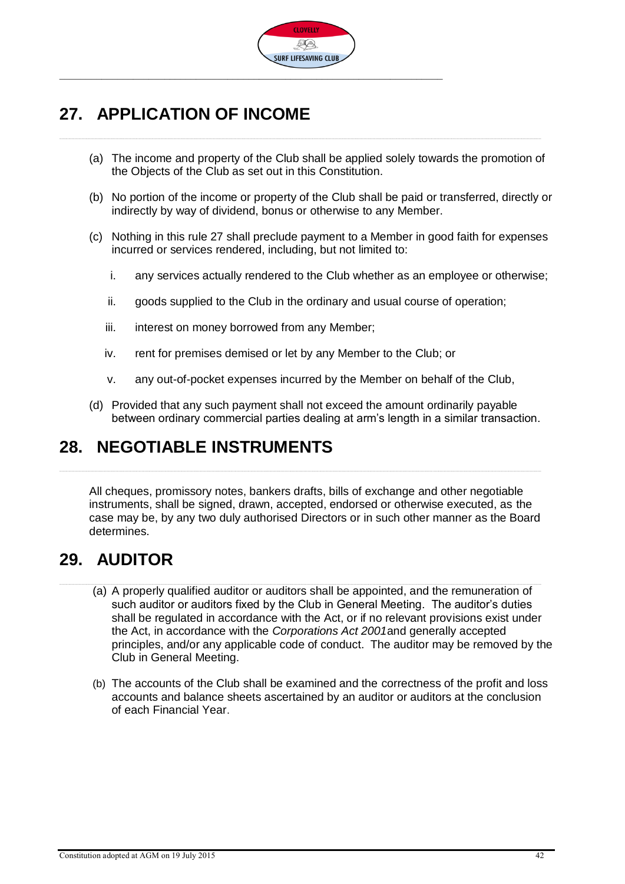## 27. APPLICATION OF INCOME

(a) The income and property of the Club shall be applied solely towards the promotion of the Objects of the Club as set out in this Constitution.

(b) No portion of the income or property of the Club shall be paid or transferred, directly or indirectly by way of dividend, bonus or otherwise to any Member.

(c) Nothing in this rule 27 shall preclude payment to a Member in good faith for expenses incurred or services rendered, including, but not limited to:

  i. any services actually rendered to the Club whether as an employee or otherwise;

  ii. goods supplied to the Club in the ordinary and usual course of operation;

  iii. interest on money borrowed from any Member;

  iv. rent for premises demised or let by any Member to the Club; or

  v. any out-of-pocket expenses incurred by the Member on behalf of the Club,

(d) Provided that any such payment shall not exceed the amount ordinarily payable between ordinary commercial parties dealing at arm's length in a similar transaction.

## 28. NEGOTIABLE INSTRUMENTS

All cheques, promissory notes, bankers drafts, bills of exchange and other negotiable instruments, shall be signed, drawn, accepted, endorsed or otherwise executed, as the case may be, by any two duly authorised Directors or in such other manner as the Board determines.

## 29. AUDITOR

(a) A properly qualified auditor or auditors shall be appointed, and the remuneration of such auditor or auditors fixed by the Club in General Meeting. The auditor's duties shall be regulated in accordance with the Act, or if no relevant provisions exist under the Act, in accordance with the *Corporations Act 2001* and generally accepted principles, and/or any applicable code of conduct. The auditor may be removed by the Club in General Meeting.

(b) The accounts of the Club shall be examined and the correctness of the profit and loss accounts and balance sheets ascertained by an auditor or auditors at the conclusion of each Financial Year.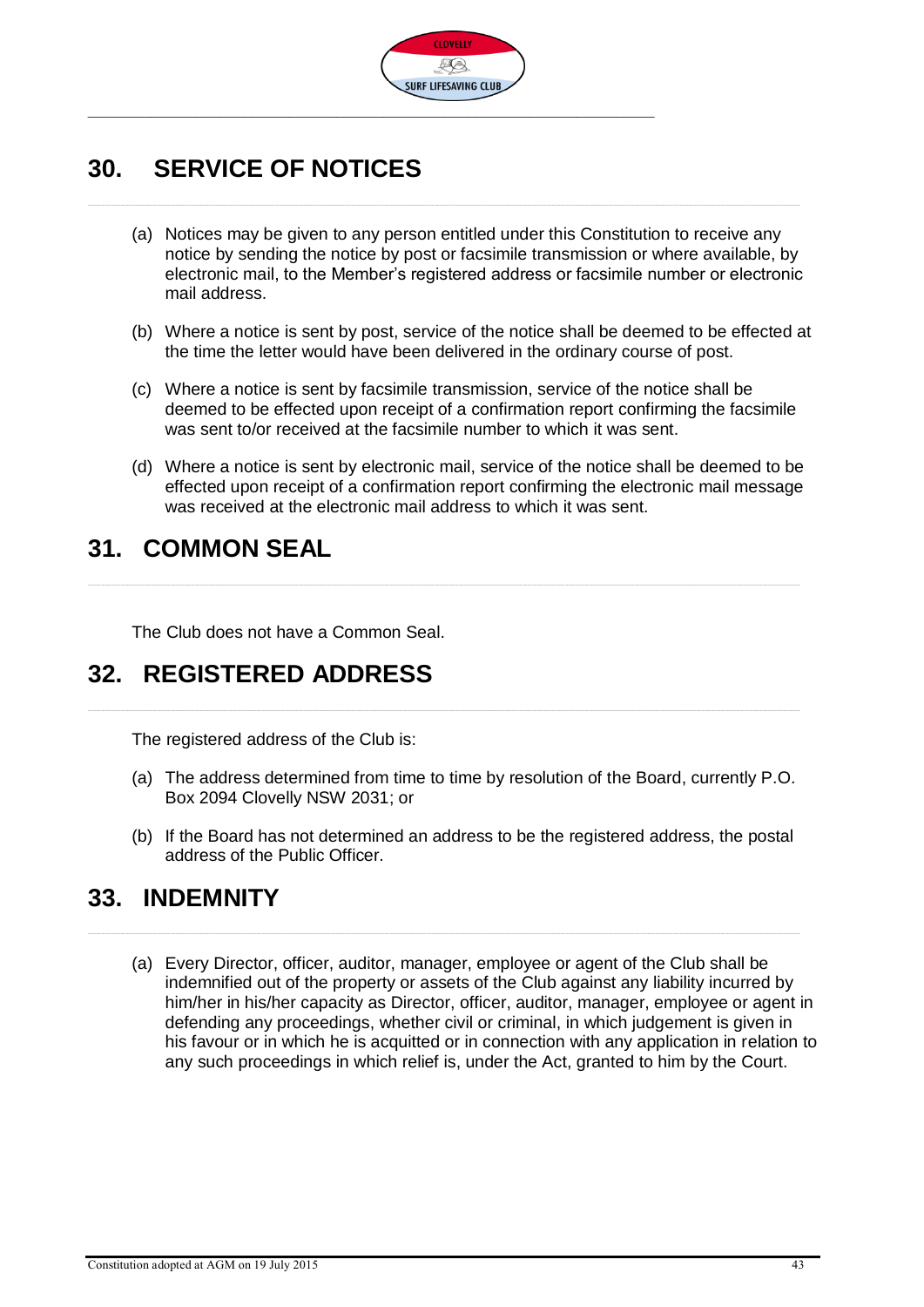## 30. SERVICE OF NOTICES

(a) Notices may be given to any person entitled under this Constitution to receive any notice by sending the notice by post or facsimile transmission or where available, by electronic mail, to the Member's registered address or facsimile number or electronic mail address.

(b) Where a notice is sent by post, service of the notice shall be deemed to be effected at the time the letter would have been delivered in the ordinary course of post.

(c) Where a notice is sent by facsimile transmission, service of the notice shall be deemed to be effected upon receipt of a confirmation report confirming the facsimile was sent to/or received at the facsimile number to which it was sent.

(d) Where a notice is sent by electronic mail, service of the notice shall be deemed to be effected upon receipt of a confirmation report confirming the electronic mail message was received at the electronic mail address to which it was sent.

## 31. COMMON SEAL

The Club does not have a Common Seal.

## 32. REGISTERED ADDRESS

The registered address of the Club is:

(a) The address determined from time to time by resolution of the Board, currently P.O. Box 2094 Clovelly NSW 2031; or

(b) If the Board has not determined an address to be the registered address, the postal address of the Public Officer.

## 33. INDEMNITY

(a) Every Director, officer, auditor, manager, employee or agent of the Club shall be indemnified out of the property or assets of the Club against any liability incurred by him/her in his/her capacity as Director, officer, auditor, manager, employee or agent in defending any proceedings, whether civil or criminal, in which judgement is given in his favour or in which he is acquitted or in connection with any application in relation to any such proceedings in which relief is, under the Act, granted to him by the Court.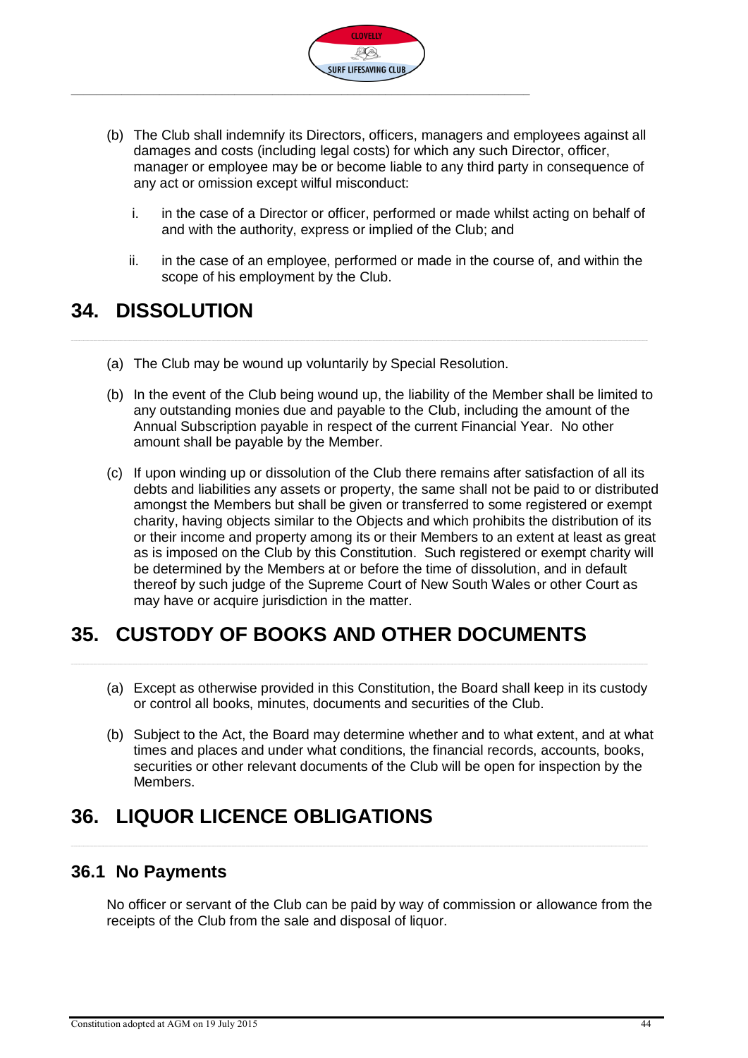(b) The Club shall indemnify its Directors, officers, managers and employees against all damages and costs (including legal costs) for which any such Director, officer, manager or employee may be or become liable to any third party in consequence of any act or omission except wilful misconduct:

   i. in the case of a Director or officer, performed or made whilst acting on behalf of and with the authority, express or implied of the Club; and

   ii. in the case of an employee, performed or made in the course of, and within the scope of his employment by the Club.

# 34. DISSOLUTION

(a) The Club may be wound up voluntarily by Special Resolution.

(b) In the event of the Club being wound up, the liability of the Member shall be limited to any outstanding monies due and payable to the Club, including the amount of the Annual Subscription payable in respect of the current Financial Year. No other amount shall be payable by the Member.

(c) If upon winding up or dissolution of the Club there remains after satisfaction of all its debts and liabilities any assets or property, the same shall not be paid to or distributed amongst the Members but shall be given or transferred to some registered or exempt charity, having objects similar to the Objects and which prohibits the distribution of its or their income and property among its or their Members to an extent at least as great as is imposed on the Club by this Constitution. Such registered or exempt charity will be determined by the Members at or before the time of dissolution, and in default thereof by such judge of the Supreme Court of New South Wales or other Court as may have or acquire jurisdiction in the matter.

# 35. CUSTODY OF BOOKS AND OTHER DOCUMENTS

(a) Except as otherwise provided in this Constitution, the Board shall keep in its custody or control all books, minutes, documents and securities of the Club.

(b) Subject to the Act, the Board may determine whether and to what extent, and at what times and places and under what conditions, the financial records, accounts, books, securities or other relevant documents of the Club will be open for inspection by the Members.

# 36. LIQUOR LICENCE OBLIGATIONS

## 36.1 No Payments

No officer or servant of the Club can be paid by way of commission or allowance from the receipts of the Club from the sale and disposal of liquor.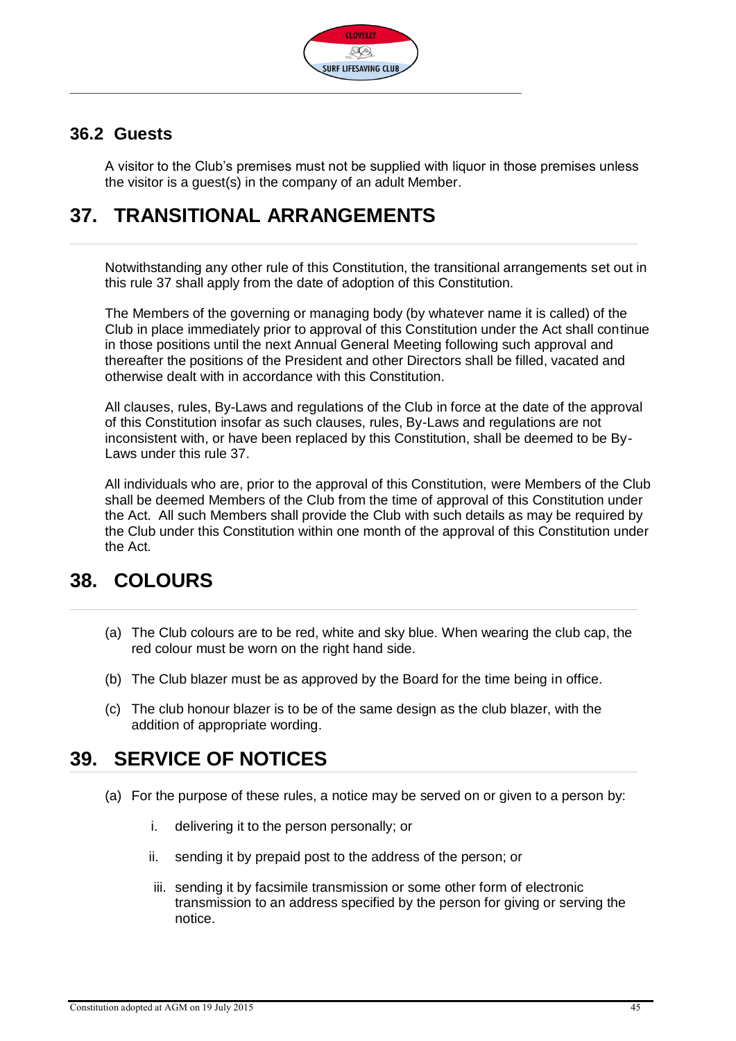## 36.2 Guests

A visitor to the Club's premises must not be supplied with liquor in those premises unless the visitor is a guest(s) in the company of an adult Member.

# 37. TRANSITIONAL ARRANGEMENTS

Notwithstanding any other rule of this Constitution, the transitional arrangements set out in this rule 37 shall apply from the date of adoption of this Constitution.

The Members of the governing or managing body (by whatever name it is called) of the Club in place immediately prior to approval of this Constitution under the Act shall continue in those positions until the next Annual General Meeting following such approval and thereafter the positions of the President and other Directors shall be filled, vacated and otherwise dealt with in accordance with this Constitution.

All clauses, rules, By-Laws and regulations of the Club in force at the date of the approval of this Constitution insofar as such clauses, rules, By-Laws and regulations are not inconsistent with, or have been replaced by this Constitution, shall be deemed to be By-Laws under this rule 37.

All individuals who are, prior to the approval of this Constitution, were Members of the Club shall be deemed Members of the Club from the time of approval of this Constitution under the Act. All such Members shall provide the Club with such details as may be required by the Club under this Constitution within one month of the approval of this Constitution under the Act.

# 38. COLOURS

(a) The Club colours are to be red, white and sky blue. When wearing the club cap, the red colour must be worn on the right hand side.

(b) The Club blazer must be as approved by the Board for the time being in office.

(c) The club honour blazer is to be of the same design as the club blazer, with the addition of appropriate wording.

# 39. SERVICE OF NOTICES

(a) For the purpose of these rules, a notice may be served on or given to a person by:

   i. delivering it to the person personally; or

   ii. sending it by prepaid post to the address of the person; or

   iii. sending it by facsimile transmission or some other form of electronic transmission to an address specified by the person for giving or serving the notice.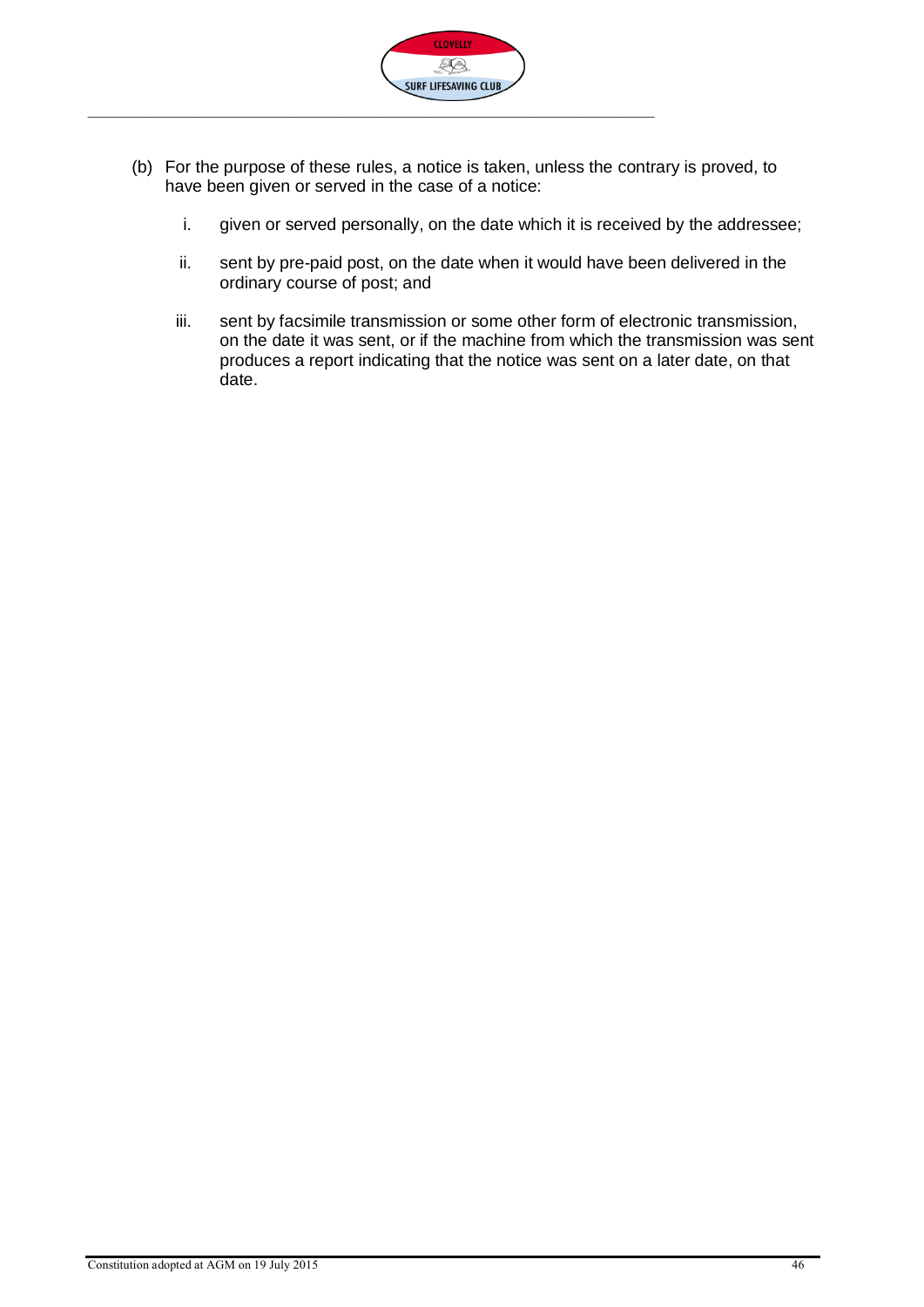(b) For the purpose of these rules, a notice is taken, unless the contrary is proved, to have been given or served in the case of a notice:

  i. given or served personally, on the date which it is received by the addressee;

  ii. sent by pre-paid post, on the date when it would have been delivered in the ordinary course of post; and

  iii. sent by facsimile transmission or some other form of electronic transmission, on the date it was sent, or if the machine from which the transmission was sent produces a report indicating that the notice was sent on a later date, on that date.